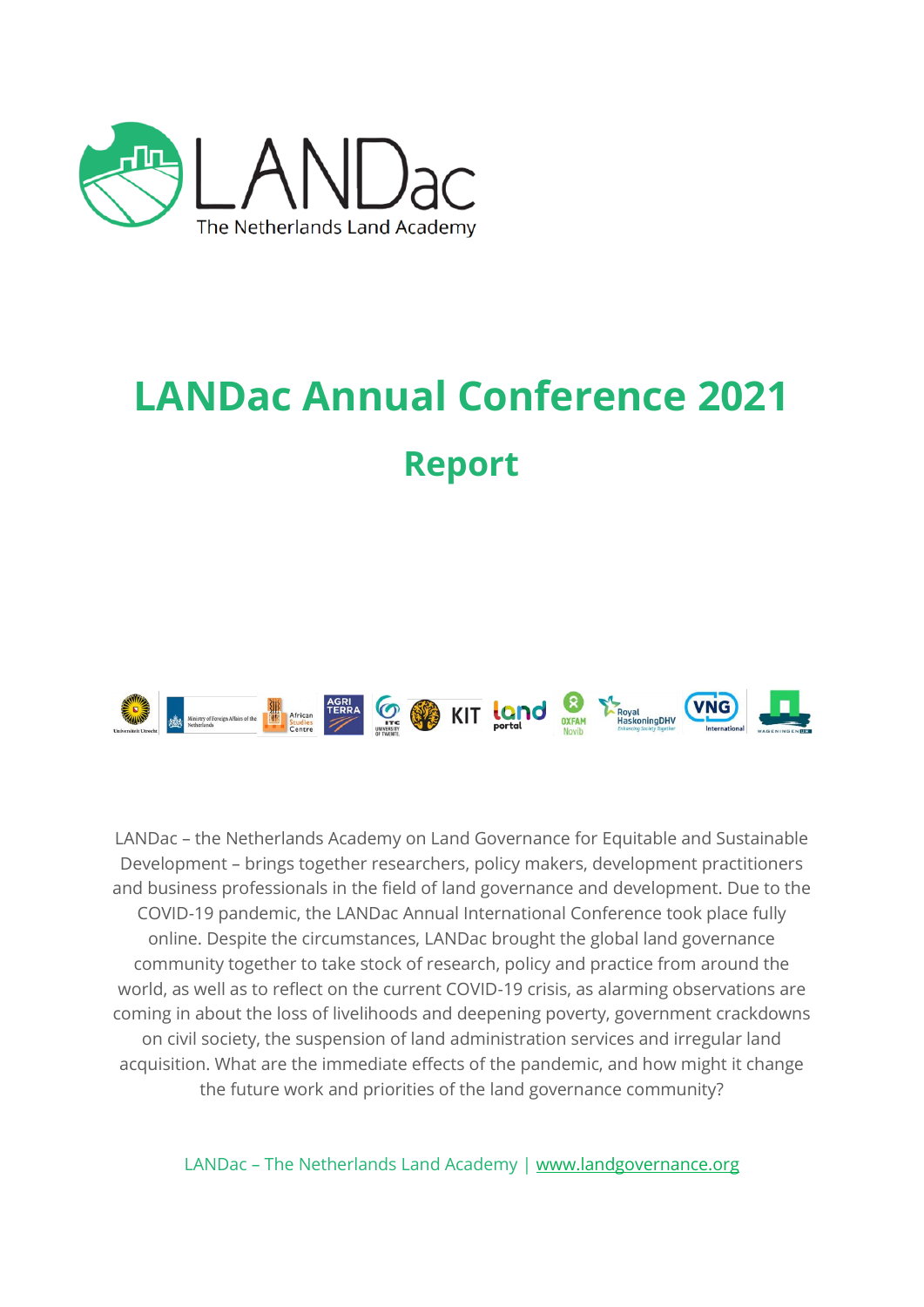LANDac
The Netherlands Land Academy

# LANDac Annual Conference 2021

## Report

LANDac – the Netherlands Academy on Land Governance for Equitable and Sustainable Development – brings together researchers, policy makers, development practitioners and business professionals in the field of land governance and development. Due to the COVID-19 pandemic, the LANDac Annual International Conference took place fully online. Despite the circumstances, LANDac brought the global land governance community together to take stock of research, policy and practice from around the world, as well as to reflect on the current COVID-19 crisis, as alarming observations are coming in about the loss of livelihoods and deepening poverty, government crackdowns on civil society, the suspension of land administration services and irregular land acquisition. What are the immediate effects of the pandemic, and how might it change the future work and priorities of the land governance community?

LANDac – The Netherlands Land Academy | www.landgovernance.org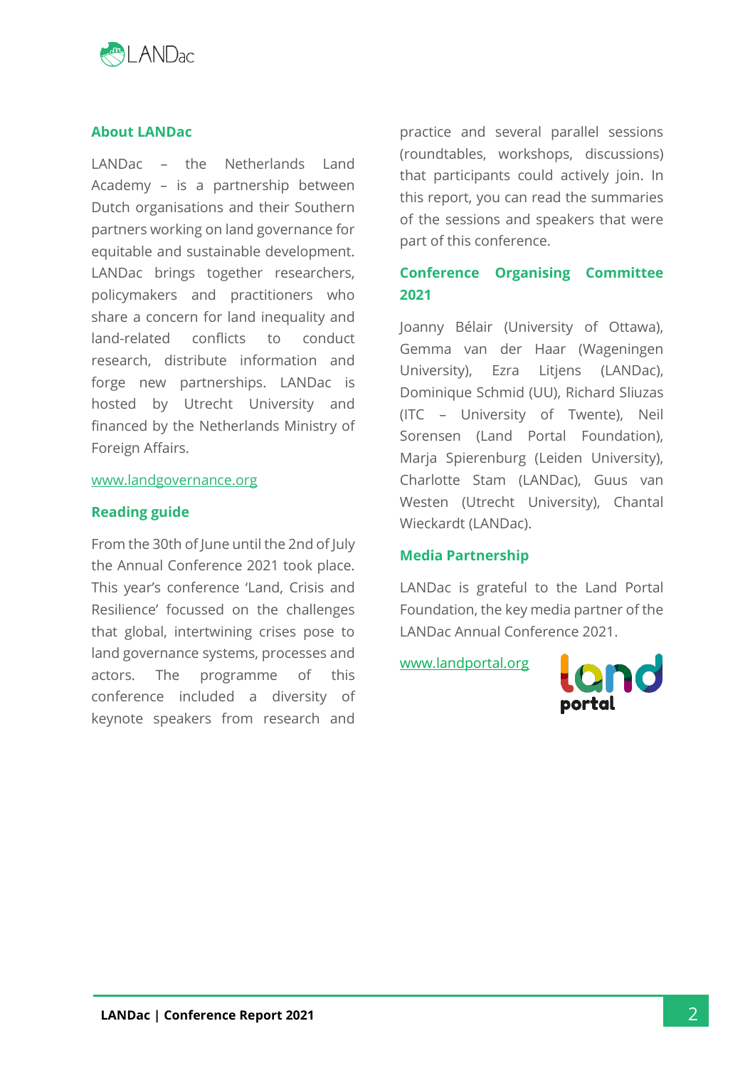## About LANDac

LANDac – the Netherlands Land Academy – is a partnership between Dutch organisations and their Southern partners working on land governance for equitable and sustainable development. LANDac brings together researchers, policymakers and practitioners who share a concern for land inequality and land-related conflicts to conduct research, distribute information and forge new partnerships. LANDac is hosted by Utrecht University and financed by the Netherlands Ministry of Foreign Affairs.

[www.landgovernance.org](http://www.landgovernance.org)

## Reading guide

From the 30th of June until the 2nd of July the Annual Conference 2021 took place. This year's conference 'Land, Crisis and Resilience' focussed on the challenges that global, intertwining crises pose to land governance systems, processes and actors. The programme of this conference included a diversity of keynote speakers from research and practice and several parallel sessions (roundtables, workshops, discussions) that participants could actively join. In this report, you can read the summaries of the sessions and speakers that were part of this conference.

## Conference Organising Committee 2021

Joanny Bélair (University of Ottawa), Gemma van der Haar (Wageningen University), Ezra Litjens (LANDac), Dominique Schmid (UU), Richard Sliuzas (ITC – University of Twente), Neil Sorensen (Land Portal Foundation), Marja Spierenburg (Leiden University), Charlotte Stam (LANDac), Guus van Westen (Utrecht University), Chantal Wieckardt (LANDac).

## Media Partnership

LANDac is grateful to the Land Portal Foundation, the key media partner of the LANDac Annual Conference 2021.

[www.landportal.org](http://www.landportal.org)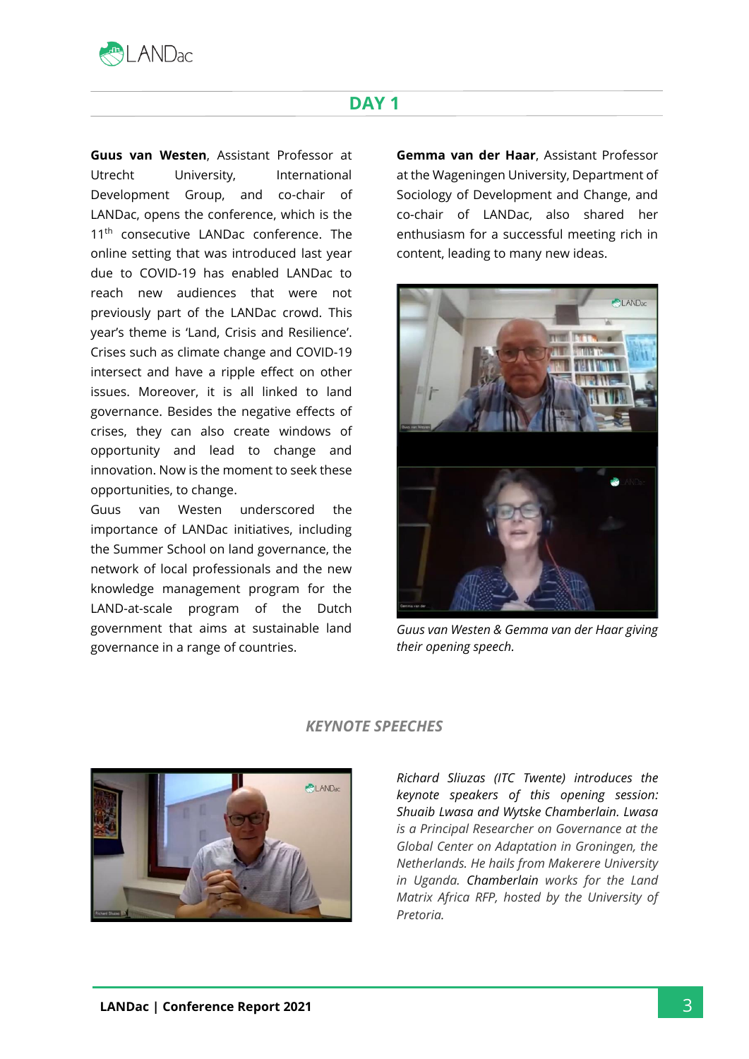## DAY 1

**Guus van Westen**, Assistant Professor at Utrecht University, International Development Group, and co-chair of LANDac, opens the conference, which is the 11th consecutive LANDac conference. The online setting that was introduced last year due to COVID-19 has enabled LANDac to reach new audiences that were not previously part of the LANDac crowd. This year's theme is 'Land, Crisis and Resilience'. Crises such as climate change and COVID-19 intersect and have a ripple effect on other issues. Moreover, it is all linked to land governance. Besides the negative effects of crises, they can also create windows of opportunity and lead to change and innovation. Now is the moment to seek these opportunities, to change.

Guus van Westen underscored the importance of LANDac initiatives, including the Summer School on land governance, the network of local professionals and the new knowledge management program for the LAND-at-scale program of the Dutch government that aims at sustainable land governance in a range of countries.

**Gemma van der Haar**, Assistant Professor at the Wageningen University, Department of Sociology of Development and Change, and co-chair of LANDac, also shared her enthusiasm for a successful meeting rich in content, leading to many new ideas.

*Guus van Westen & Gemma van der Haar giving their opening speech.*

### *KEYNOTE SPEECHES*

*Richard Sliuzas (ITC Twente) introduces the keynote speakers of this opening session: Shuaib Lwasa and Wytske Chamberlain. Lwasa is a Principal Researcher on Governance at the Global Center on Adaptation in Groningen, the Netherlands. He hails from Makerere University in Uganda.* Chamberlain *works for the Land Matrix Africa RFP, hosted by the University of Pretoria.*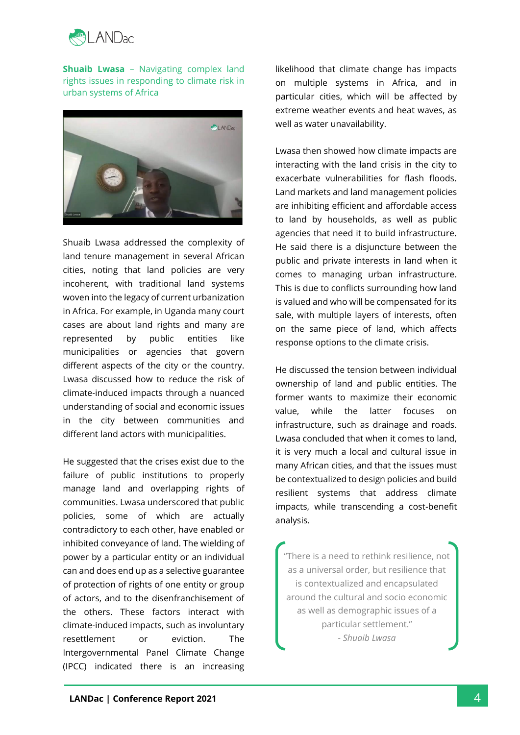**Shuaib Lwasa** – Navigating complex land rights issues in responding to climate risk in urban systems of Africa

Shuaib Lwasa addressed the complexity of land tenure management in several African cities, noting that land policies are very incoherent, with traditional land systems woven into the legacy of current urbanization in Africa. For example, in Uganda many court cases are about land rights and many are represented by public entities like municipalities or agencies that govern different aspects of the city or the country. Lwasa discussed how to reduce the risk of climate-induced impacts through a nuanced understanding of social and economic issues in the city between communities and different land actors with municipalities.

He suggested that the crises exist due to the failure of public institutions to properly manage land and overlapping rights of communities. Lwasa underscored that public policies, some of which are actually contradictory to each other, have enabled or inhibited conveyance of land. The wielding of power by a particular entity or an individual can and does end up as a selective guarantee of protection of rights of one entity or group of actors, and to the disenfranchisement of the others. These factors interact with climate-induced impacts, such as involuntary resettlement or eviction. The Intergovernmental Panel Climate Change (IPCC) indicated there is an increasing likelihood that climate change has impacts on multiple systems in Africa, and in particular cities, which will be affected by extreme weather events and heat waves, as well as water unavailability.

Lwasa then showed how climate impacts are interacting with the land crisis in the city to exacerbate vulnerabilities for flash floods. Land markets and land management policies are inhibiting efficient and affordable access to land by households, as well as public agencies that need it to build infrastructure. He said there is a disjuncture between the public and private interests in land when it comes to managing urban infrastructure. This is due to conflicts surrounding how land is valued and who will be compensated for its sale, with multiple layers of interests, often on the same piece of land, which affects response options to the climate crisis.

He discussed the tension between individual ownership of land and public entities. The former wants to maximize their economic value, while the latter focuses on infrastructure, such as drainage and roads. Lwasa concluded that when it comes to land, it is very much a local and cultural issue in many African cities, and that the issues must be contextualized to design policies and build resilient systems that address climate impacts, while transcending a cost-benefit analysis.

> "There is a need to rethink resilience, not as a universal order, but resilience that is contextualized and encapsulated around the cultural and socio economic as well as demographic issues of a particular settlement."
>
> *- Shuaib Lwasa*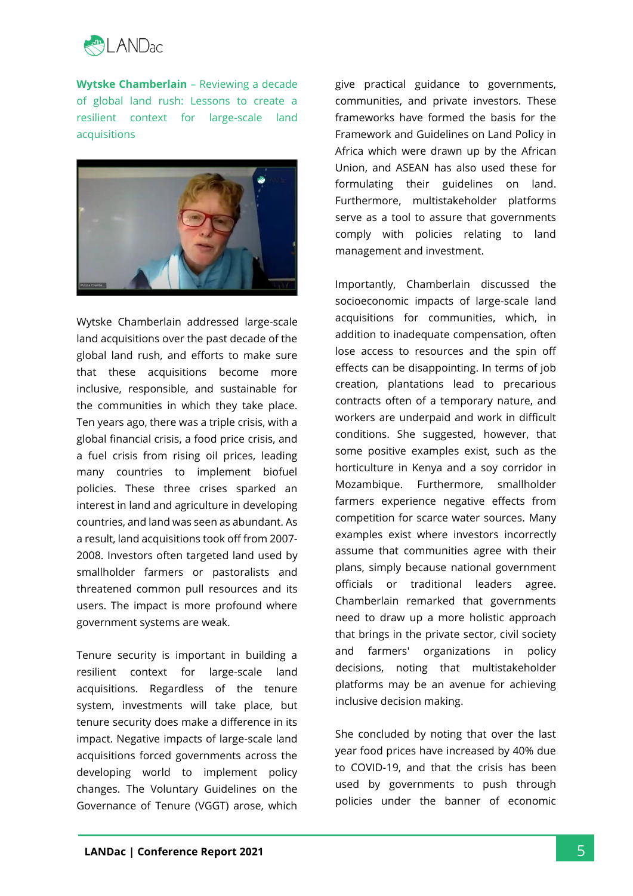**Wytske Chamberlain** – Reviewing a decade of global land rush: Lessons to create a resilient context for large-scale land acquisitions

Wytske Chamberlain addressed large-scale land acquisitions over the past decade of the global land rush, and efforts to make sure that these acquisitions become more inclusive, responsible, and sustainable for the communities in which they take place. Ten years ago, there was a triple crisis, with a global financial crisis, a food price crisis, and a fuel crisis from rising oil prices, leading many countries to implement biofuel policies. These three crises sparked an interest in land and agriculture in developing countries, and land was seen as abundant. As a result, land acquisitions took off from 2007-2008. Investors often targeted land used by smallholder farmers or pastoralists and threatened common pull resources and its users. The impact is more profound where government systems are weak.

Tenure security is important in building a resilient context for large-scale land acquisitions. Regardless of the tenure system, investments will take place, but tenure security does make a difference in its impact. Negative impacts of large-scale land acquisitions forced governments across the developing world to implement policy changes. The Voluntary Guidelines on the Governance of Tenure (VGGT) arose, which give practical guidance to governments, communities, and private investors. These frameworks have formed the basis for the Framework and Guidelines on Land Policy in Africa which were drawn up by the African Union, and ASEAN has also used these for formulating their guidelines on land. Furthermore, multistakeholder platforms serve as a tool to assure that governments comply with policies relating to land management and investment.

Importantly, Chamberlain discussed the socioeconomic impacts of large-scale land acquisitions for communities, which, in addition to inadequate compensation, often lose access to resources and the spin off effects can be disappointing. In terms of job creation, plantations lead to precarious contracts often of a temporary nature, and workers are underpaid and work in difficult conditions. She suggested, however, that some positive examples exist, such as the horticulture in Kenya and a soy corridor in Mozambique. Furthermore, smallholder farmers experience negative effects from competition for scarce water sources. Many examples exist where investors incorrectly assume that communities agree with their plans, simply because national government officials or traditional leaders agree. Chamberlain remarked that governments need to draw up a more holistic approach that brings in the private sector, civil society and farmers' organizations in policy decisions, noting that multistakeholder platforms may be an avenue for achieving inclusive decision making.

She concluded by noting that over the last year food prices have increased by 40% due to COVID-19, and that the crisis has been used by governments to push through policies under the banner of economic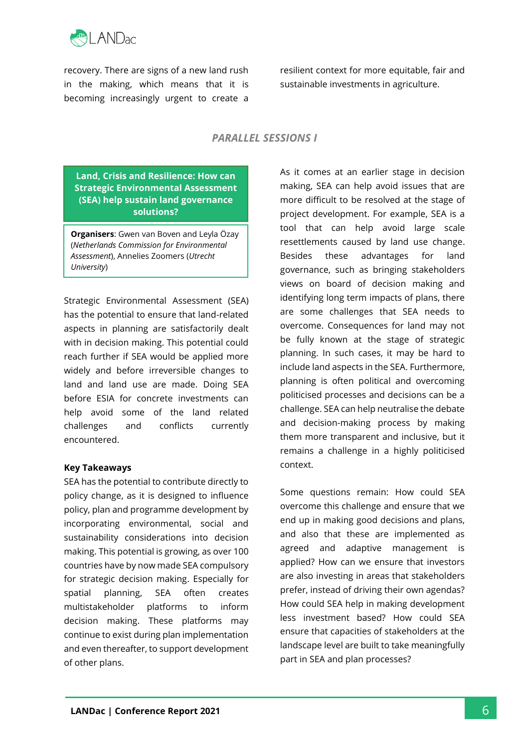recovery. There are signs of a new land rush in the making, which means that it is becoming increasingly urgent to create a resilient context for more equitable, fair and sustainable investments in agriculture.

## *PARALLEL SESSIONS I*

### Land, Crisis and Resilience: How can Strategic Environmental Assessment (SEA) help sustain land governance solutions?

**Organisers**: Gwen van Boven and Leyla Özay (*Netherlands Commission for Environmental Assessment*), Annelies Zoomers (*Utrecht University*)

Strategic Environmental Assessment (SEA) has the potential to ensure that land-related aspects in planning are satisfactorily dealt with in decision making. This potential could reach further if SEA would be applied more widely and before irreversible changes to land and land use are made. Doing SEA before ESIA for concrete investments can help avoid some of the land related challenges and conflicts currently encountered.

**Key Takeaways**

SEA has the potential to contribute directly to policy change, as it is designed to influence policy, plan and programme development by incorporating environmental, social and sustainability considerations into decision making. This potential is growing, as over 100 countries have by now made SEA compulsory for strategic decision making. Especially for spatial planning, SEA often creates multistakeholder platforms to inform decision making. These platforms may continue to exist during plan implementation and even thereafter, to support development of other plans.

As it comes at an earlier stage in decision making, SEA can help avoid issues that are more difficult to be resolved at the stage of project development. For example, SEA is a tool that can help avoid large scale resettlements caused by land use change. Besides these advantages for land governance, such as bringing stakeholders views on board of decision making and identifying long term impacts of plans, there are some challenges that SEA needs to overcome. Consequences for land may not be fully known at the stage of strategic planning. In such cases, it may be hard to include land aspects in the SEA. Furthermore, planning is often political and overcoming politicised processes and decisions can be a challenge. SEA can help neutralise the debate and decision-making process by making them more transparent and inclusive, but it remains a challenge in a highly politicised context.

Some questions remain: How could SEA overcome this challenge and ensure that we end up in making good decisions and plans, and also that these are implemented as agreed and adaptive management is applied? How can we ensure that investors are also investing in areas that stakeholders prefer, instead of driving their own agendas? How could SEA help in making development less investment based? How could SEA ensure that capacities of stakeholders at the landscape level are built to take meaningfully part in SEA and plan processes?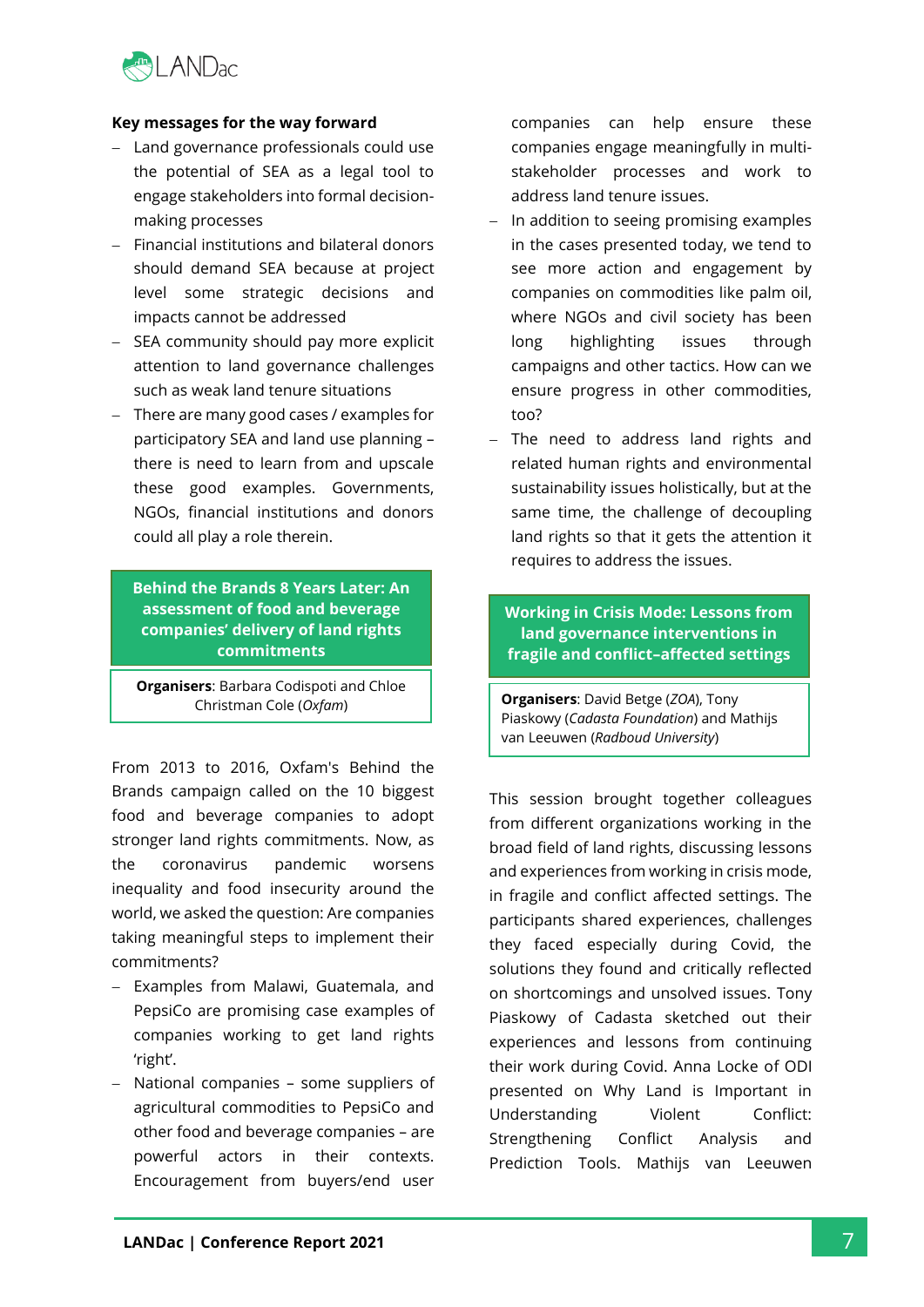**Key messages for the way forward**

- Land governance professionals could use the potential of SEA as a legal tool to engage stakeholders into formal decision-making processes
- Financial institutions and bilateral donors should demand SEA because at project level some strategic decisions and impacts cannot be addressed
- SEA community should pay more explicit attention to land governance challenges such as weak land tenure situations
- There are many good cases / examples for participatory SEA and land use planning – there is need to learn from and upscale these good examples. Governments, NGOs, financial institutions and donors could all play a role therein.

## Behind the Brands 8 Years Later: An assessment of food and beverage companies' delivery of land rights commitments

**Organisers**: Barbara Codispoti and Chloe Christman Cole (*Oxfam*)

From 2013 to 2016, Oxfam's Behind the Brands campaign called on the 10 biggest food and beverage companies to adopt stronger land rights commitments. Now, as the coronavirus pandemic worsens inequality and food insecurity around the world, we asked the question: Are companies taking meaningful steps to implement their commitments?

- Examples from Malawi, Guatemala, and PepsiCo are promising case examples of companies working to get land rights 'right'.
- National companies – some suppliers of agricultural commodities to PepsiCo and other food and beverage companies – are powerful actors in their contexts. Encouragement from buyers/end user companies can help ensure these companies engage meaningfully in multi-stakeholder processes and work to address land tenure issues.
- In addition to seeing promising examples in the cases presented today, we tend to see more action and engagement by companies on commodities like palm oil, where NGOs and civil society has been long highlighting issues through campaigns and other tactics. How can we ensure progress in other commodities, too?
- The need to address land rights and related human rights and environmental sustainability issues holistically, but at the same time, the challenge of decoupling land rights so that it gets the attention it requires to address the issues.

## Working in Crisis Mode: Lessons from land governance interventions in fragile and conflict–affected settings

**Organisers**: David Betge (*ZOA*), Tony Piaskowy (*Cadasta Foundation*) and Mathijs van Leeuwen (*Radboud University*)

This session brought together colleagues from different organizations working in the broad field of land rights, discussing lessons and experiences from working in crisis mode, in fragile and conflict affected settings. The participants shared experiences, challenges they faced especially during Covid, the solutions they found and critically reflected on shortcomings and unsolved issues. Tony Piaskowy of Cadasta sketched out their experiences and lessons from continuing their work during Covid. Anna Locke of ODI presented on Why Land is Important in Understanding Violent Conflict: Strengthening Conflict Analysis and Prediction Tools. Mathijs van Leeuwen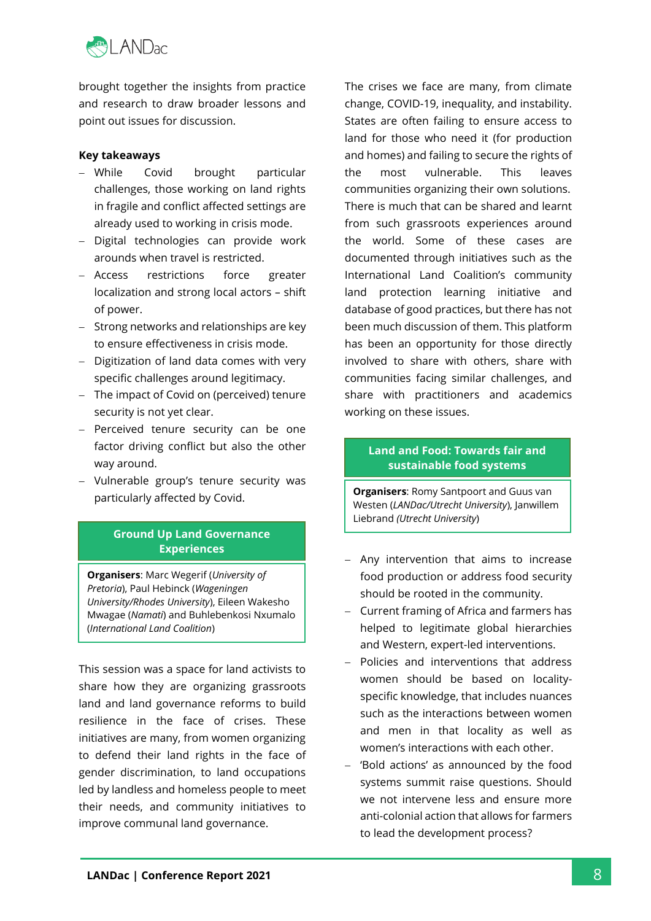brought together the insights from practice and research to draw broader lessons and point out issues for discussion.

**Key takeaways**

- While Covid brought particular challenges, those working on land rights in fragile and conflict affected settings are already used to working in crisis mode.
- Digital technologies can provide work arounds when travel is restricted.
- Access restrictions force greater localization and strong local actors – shift of power.
- Strong networks and relationships are key to ensure effectiveness in crisis mode.
- Digitization of land data comes with very specific challenges around legitimacy.
- The impact of Covid on (perceived) tenure security is not yet clear.
- Perceived tenure security can be one factor driving conflict but also the other way around.
- Vulnerable group's tenure security was particularly affected by Covid.

## Ground Up Land Governance Experiences

**Organisers**: Marc Wegerif (*University of Pretoria*), Paul Hebinck (*Wageningen University/Rhodes University*), Eileen Wakesho Mwagae (*Namati*) and Buhlebenkosi Nxumalo (*International Land Coalition*)

This session was a space for land activists to share how they are organizing grassroots land and land governance reforms to build resilience in the face of crises. These initiatives are many, from women organizing to defend their land rights in the face of gender discrimination, to land occupations led by landless and homeless people to meet their needs, and community initiatives to improve communal land governance.

The crises we face are many, from climate change, COVID-19, inequality, and instability. States are often failing to ensure access to land for those who need it (for production and homes) and failing to secure the rights of the most vulnerable. This leaves communities organizing their own solutions. There is much that can be shared and learnt from such grassroots experiences around the world. Some of these cases are documented through initiatives such as the International Land Coalition's community land protection learning initiative and database of good practices, but there has not been much discussion of them. This platform has been an opportunity for those directly involved to share with others, share with communities facing similar challenges, and share with practitioners and academics working on these issues.

## Land and Food: Towards fair and sustainable food systems

**Organisers**: Romy Santpoort and Guus van Westen (*LANDac/Utrecht University*), Janwillem Liebrand *(Utrecht University)*

- Any intervention that aims to increase food production or address food security should be rooted in the community.
- Current framing of Africa and farmers has helped to legitimate global hierarchies and Western, expert-led interventions.
- Policies and interventions that address women should be based on locality-specific knowledge, that includes nuances such as the interactions between women and men in that locality as well as women's interactions with each other.
- 'Bold actions' as announced by the food systems summit raise questions. Should we not intervene less and ensure more anti-colonial action that allows for farmers to lead the development process?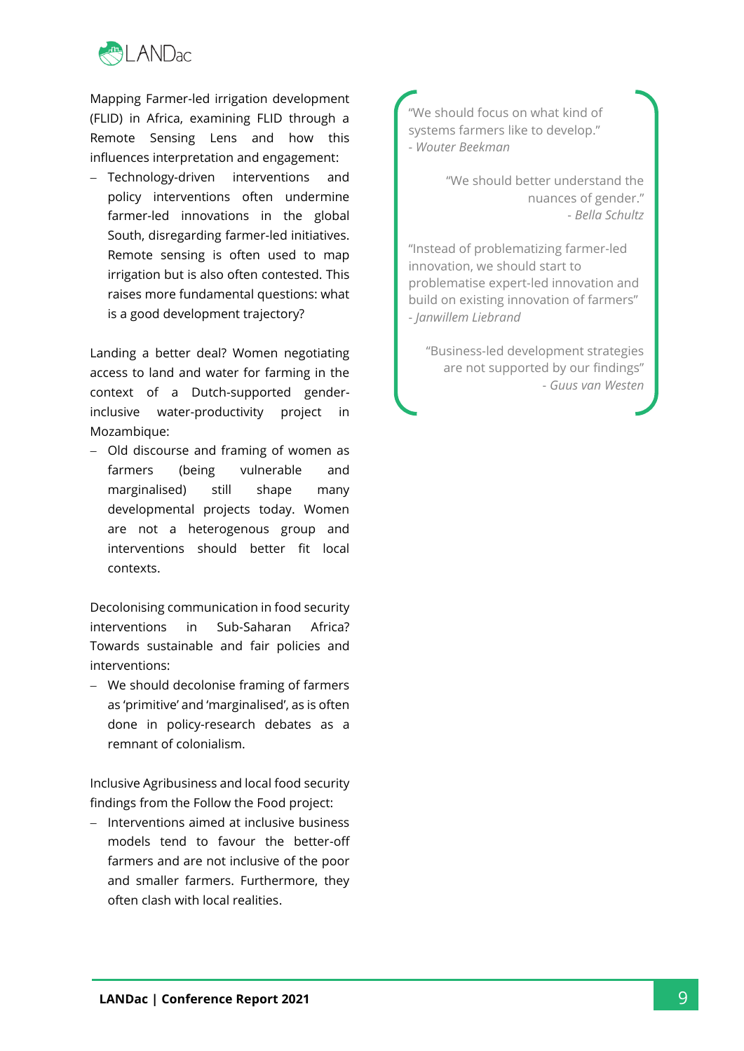Mapping Farmer-led irrigation development (FLID) in Africa, examining FLID through a Remote Sensing Lens and how this influences interpretation and engagement:

- Technology-driven interventions and policy interventions often undermine farmer-led innovations in the global South, disregarding farmer-led initiatives. Remote sensing is often used to map irrigation but is also often contested. This raises more fundamental questions: what is a good development trajectory?

Landing a better deal? Women negotiating access to land and water for farming in the context of a Dutch-supported gender-inclusive water-productivity project in Mozambique:

- Old discourse and framing of women as farmers (being vulnerable and marginalised) still shape many developmental projects today. Women are not a heterogenous group and interventions should better fit local contexts.

Decolonising communication in food security interventions in Sub-Saharan Africa? Towards sustainable and fair policies and interventions:

- We should decolonise framing of farmers as 'primitive' and 'marginalised', as is often done in policy-research debates as a remnant of colonialism.

Inclusive Agribusiness and local food security findings from the Follow the Food project:

- Interventions aimed at inclusive business models tend to favour the better-off farmers and are not inclusive of the poor and smaller farmers. Furthermore, they often clash with local realities.

"We should focus on what kind of systems farmers like to develop."
*- Wouter Beekman*

"We should better understand the nuances of gender."
*- Bella Schultz*

"Instead of problematizing farmer-led innovation, we should start to problematise expert-led innovation and build on existing innovation of farmers"
*- Janwillem Liebrand*

"Business-led development strategies are not supported by our findings"
*- Guus van Westen*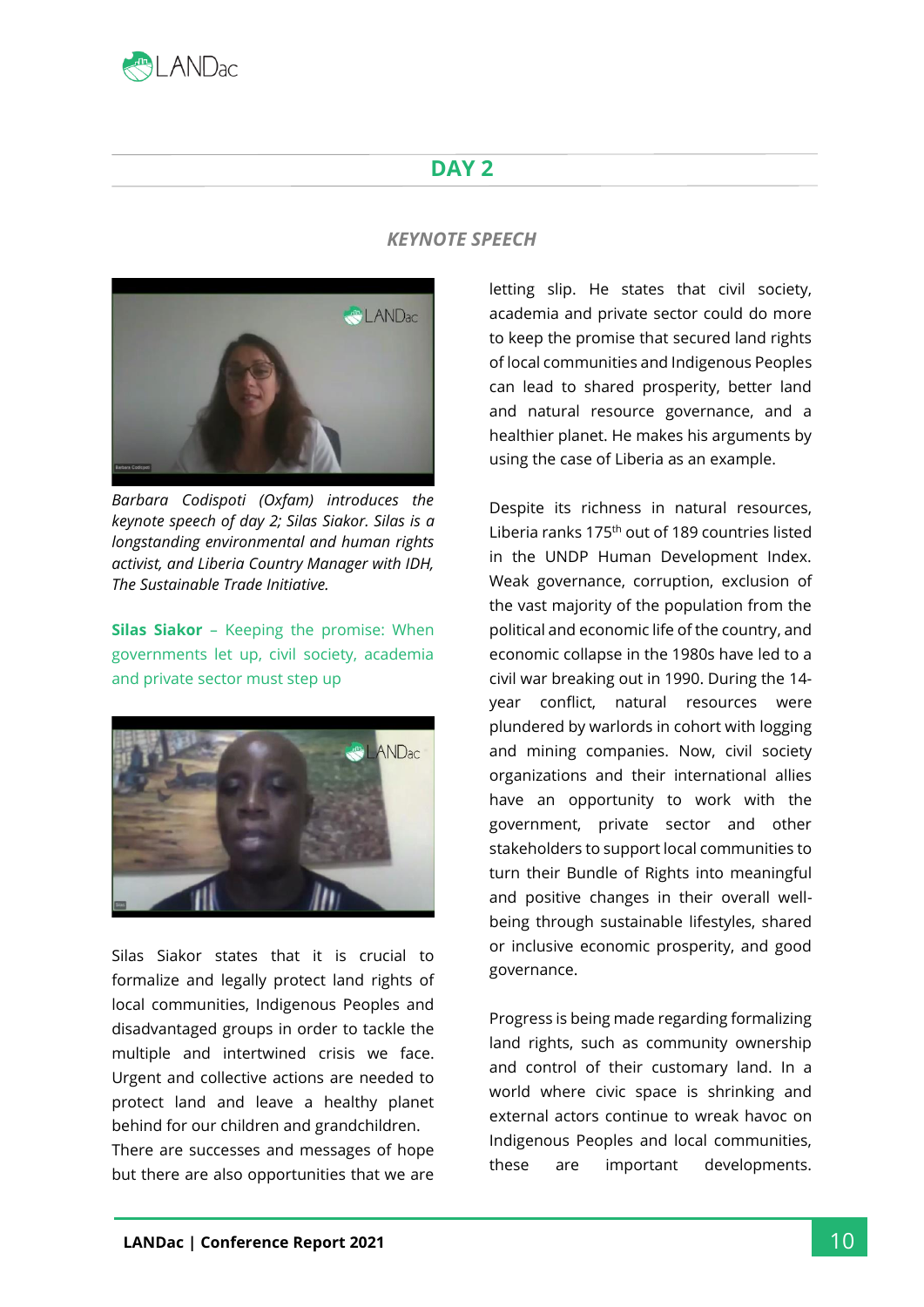## DAY 2

### *KEYNOTE SPEECH*

*Barbara Codispoti (Oxfam) introduces the keynote speech of day 2; Silas Siakor. Silas is a longstanding environmental and human rights activist, and Liberia Country Manager with IDH, The Sustainable Trade Initiative.*

**Silas Siakor** – Keeping the promise: When governments let up, civil society, academia and private sector must step up

Silas Siakor states that it is crucial to formalize and legally protect land rights of local communities, Indigenous Peoples and disadvantaged groups in order to tackle the multiple and intertwined crisis we face. Urgent and collective actions are needed to protect land and leave a healthy planet behind for our children and grandchildren.
There are successes and messages of hope but there are also opportunities that we are letting slip. He states that civil society, academia and private sector could do more to keep the promise that secured land rights of local communities and Indigenous Peoples can lead to shared prosperity, better land and natural resource governance, and a healthier planet. He makes his arguments by using the case of Liberia as an example.

Despite its richness in natural resources, Liberia ranks 175th out of 189 countries listed in the UNDP Human Development Index. Weak governance, corruption, exclusion of the vast majority of the population from the political and economic life of the country, and economic collapse in the 1980s have led to a civil war breaking out in 1990. During the 14-year conflict, natural resources were plundered by warlords in cohort with logging and mining companies. Now, civil society organizations and their international allies have an opportunity to work with the government, private sector and other stakeholders to support local communities to turn their Bundle of Rights into meaningful and positive changes in their overall well-being through sustainable lifestyles, shared or inclusive economic prosperity, and good governance.

Progress is being made regarding formalizing land rights, such as community ownership and control of their customary land. In a world where civic space is shrinking and external actors continue to wreak havoc on Indigenous Peoples and local communities, these are important developments.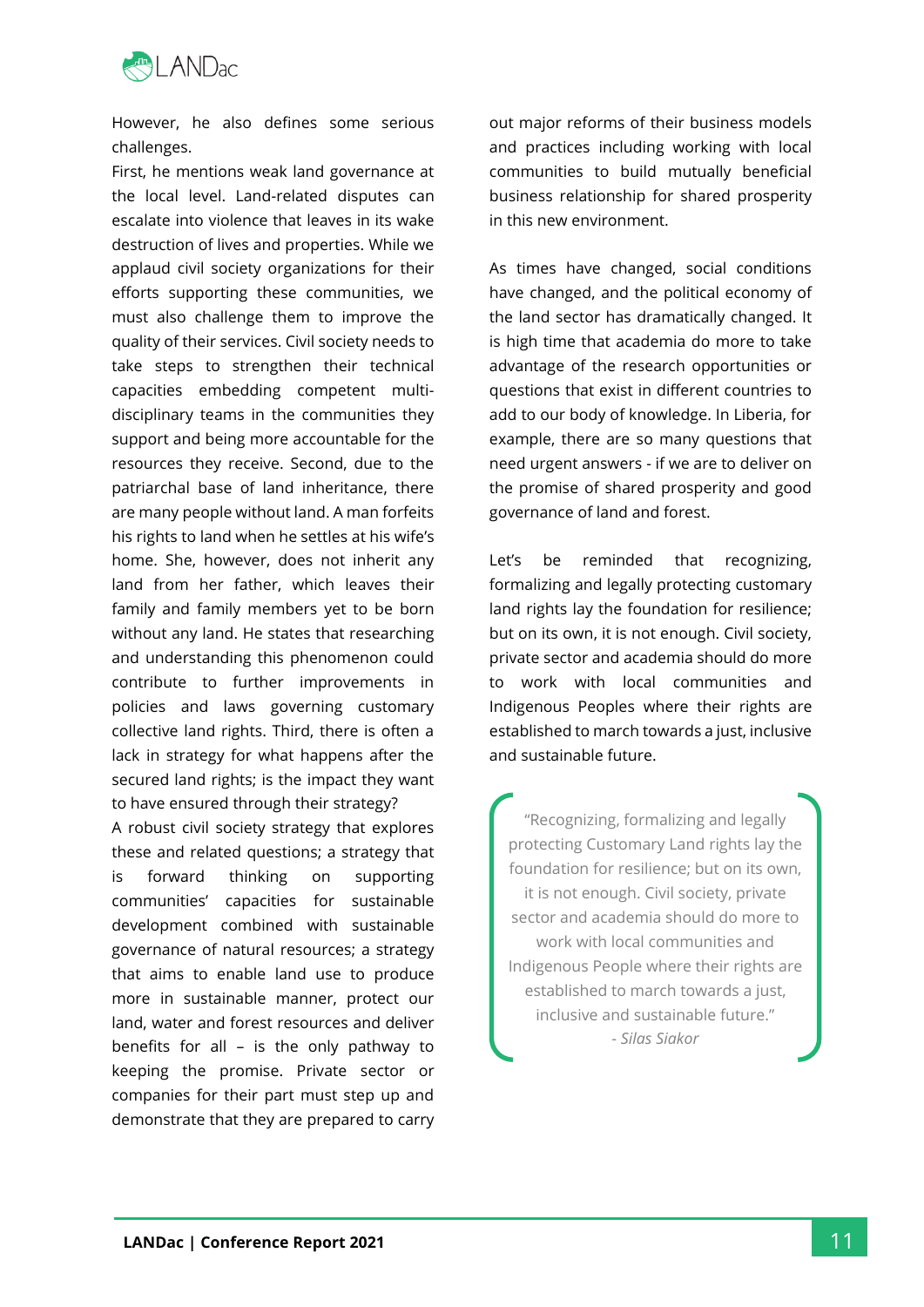However, he also defines some serious challenges.

First, he mentions weak land governance at the local level. Land-related disputes can escalate into violence that leaves in its wake destruction of lives and properties. While we applaud civil society organizations for their efforts supporting these communities, we must also challenge them to improve the quality of their services. Civil society needs to take steps to strengthen their technical capacities embedding competent multi-disciplinary teams in the communities they support and being more accountable for the resources they receive. Second, due to the patriarchal base of land inheritance, there are many people without land. A man forfeits his rights to land when he settles at his wife's home. She, however, does not inherit any land from her father, which leaves their family and family members yet to be born without any land. He states that researching and understanding this phenomenon could contribute to further improvements in policies and laws governing customary collective land rights. Third, there is often a lack in strategy for what happens after the secured land rights; is the impact they want to have ensured through their strategy?

A robust civil society strategy that explores these and related questions; a strategy that is forward thinking on supporting communities' capacities for sustainable development combined with sustainable governance of natural resources; a strategy that aims to enable land use to produce more in sustainable manner, protect our land, water and forest resources and deliver benefits for all – is the only pathway to keeping the promise. Private sector or companies for their part must step up and demonstrate that they are prepared to carry out major reforms of their business models and practices including working with local communities to build mutually beneficial business relationship for shared prosperity in this new environment.

As times have changed, social conditions have changed, and the political economy of the land sector has dramatically changed. It is high time that academia do more to take advantage of the research opportunities or questions that exist in different countries to add to our body of knowledge. In Liberia, for example, there are so many questions that need urgent answers - if we are to deliver on the promise of shared prosperity and good governance of land and forest.

Let's be reminded that recognizing, formalizing and legally protecting customary land rights lay the foundation for resilience; but on its own, it is not enough. Civil society, private sector and academia should do more to work with local communities and Indigenous Peoples where their rights are established to march towards a just, inclusive and sustainable future.

> "Recognizing, formalizing and legally protecting Customary Land rights lay the foundation for resilience; but on its own, it is not enough. Civil society, private sector and academia should do more to work with local communities and Indigenous People where their rights are established to march towards a just, inclusive and sustainable future."
>
> *- Silas Siakor*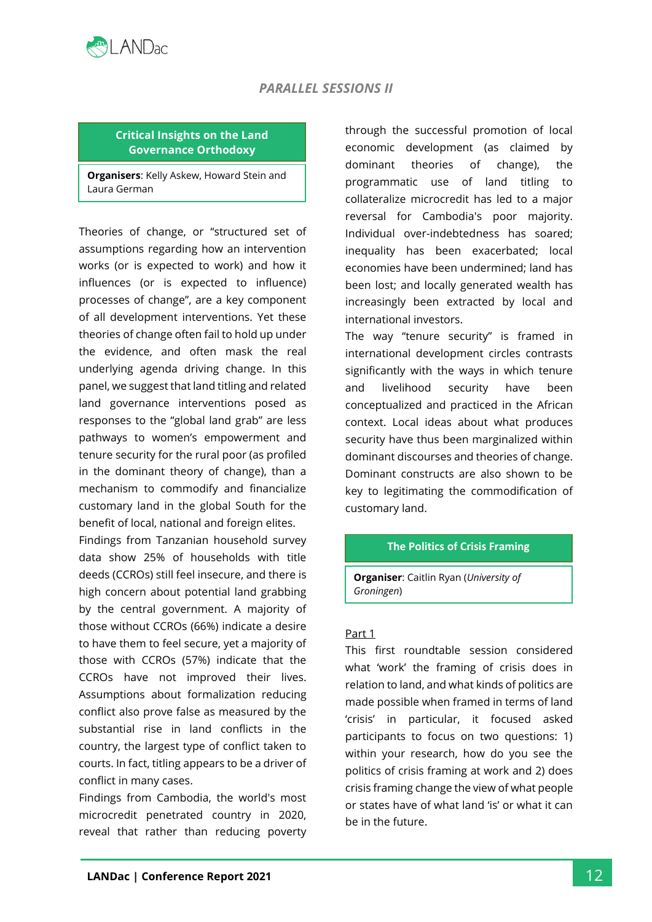## PARALLEL SESSIONS II

### Critical Insights on the Land Governance Orthodoxy

**Organisers**: Kelly Askew, Howard Stein and Laura German

Theories of change, or "structured set of assumptions regarding how an intervention works (or is expected to work) and how it influences (or is expected to influence) processes of change", are a key component of all development interventions. Yet these theories of change often fail to hold up under the evidence, and often mask the real underlying agenda driving change. In this panel, we suggest that land titling and related land governance interventions posed as responses to the "global land grab" are less pathways to women's empowerment and tenure security for the rural poor (as profiled in the dominant theory of change), than a mechanism to commodify and financialize customary land in the global South for the benefit of local, national and foreign elites.

Findings from Tanzanian household survey data show 25% of households with title deeds (CCROs) still feel insecure, and there is high concern about potential land grabbing by the central government. A majority of those without CCROs (66%) indicate a desire to have them to feel secure, yet a majority of those with CCROs (57%) indicate that the CCROs have not improved their lives. Assumptions about formalization reducing conflict also prove false as measured by the substantial rise in land conflicts in the country, the largest type of conflict taken to courts. In fact, titling appears to be a driver of conflict in many cases.

Findings from Cambodia, the world's most microcredit penetrated country in 2020, reveal that rather than reducing poverty through the successful promotion of local economic development (as claimed by dominant theories of change), the programmatic use of land titling to collateralize microcredit has led to a major reversal for Cambodia's poor majority. Individual over-indebtedness has soared; inequality has been exacerbated; local economies have been undermined; land has been lost; and locally generated wealth has increasingly been extracted by local and international investors.

The way "tenure security" is framed in international development circles contrasts significantly with the ways in which tenure and livelihood security have been conceptualized and practiced in the African context. Local ideas about what produces security have thus been marginalized within dominant discourses and theories of change. Dominant constructs are also shown to be key to legitimating the commodification of customary land.

### The Politics of Crisis Framing

**Organiser**: Caitlin Ryan (*University of Groningen*)

Part 1

This first roundtable session considered what 'work' the framing of crisis does in relation to land, and what kinds of politics are made possible when framed in terms of land 'crisis' in particular, it focused asked participants to focus on two questions: 1) within your research, how do you see the politics of crisis framing at work and 2) does crisis framing change the view of what people or states have of what land 'is' or what it can be in the future.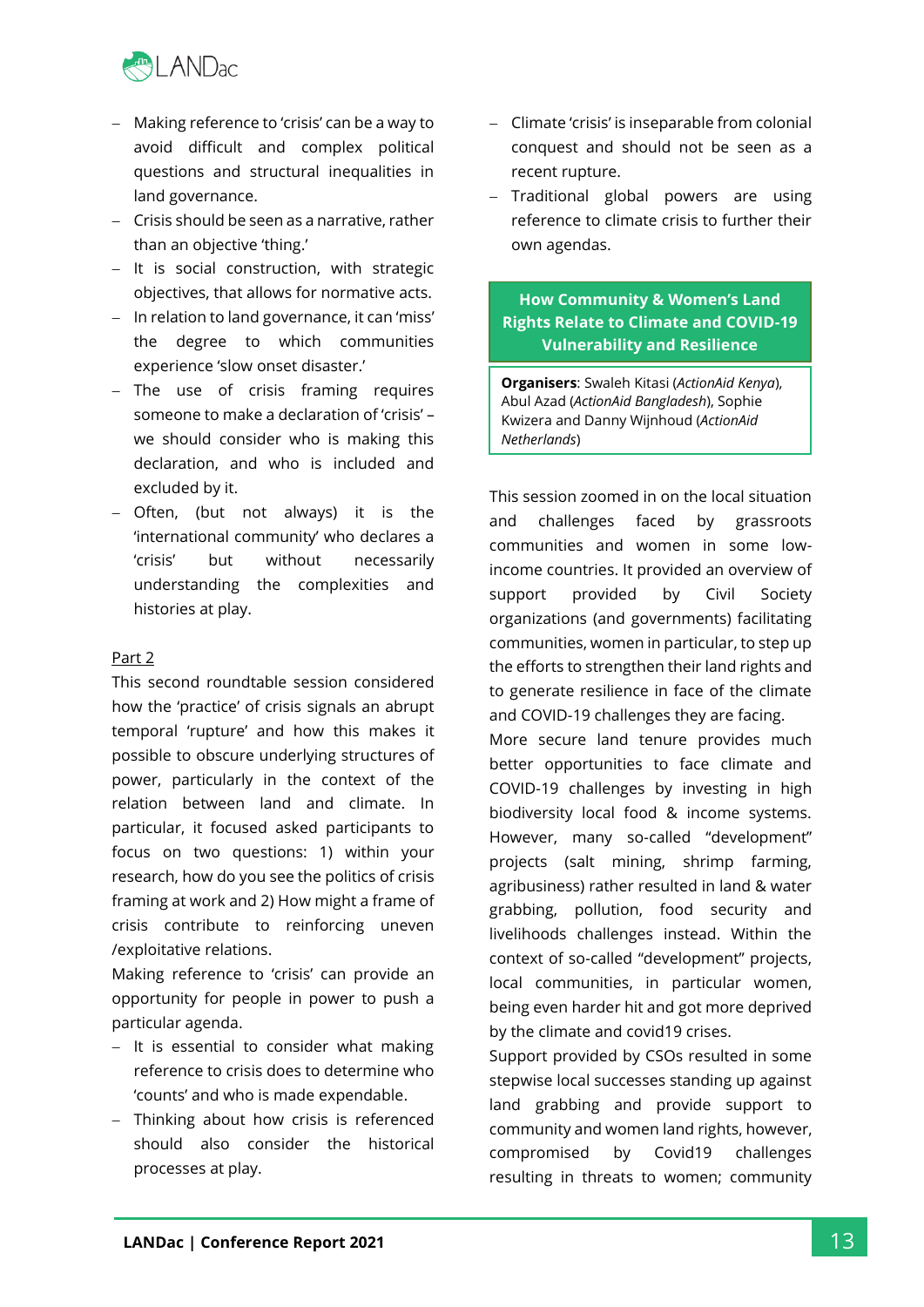- Making reference to 'crisis' can be a way to avoid difficult and complex political questions and structural inequalities in land governance.
- Crisis should be seen as a narrative, rather than an objective 'thing.'
- It is social construction, with strategic objectives, that allows for normative acts.
- In relation to land governance, it can 'miss' the degree to which communities experience 'slow onset disaster.'
- The use of crisis framing requires someone to make a declaration of 'crisis' – we should consider who is making this declaration, and who is included and excluded by it.
- Often, (but not always) it is the 'international community' who declares a 'crisis' but without necessarily understanding the complexities and histories at play.

Part 2

This second roundtable session considered how the 'practice' of crisis signals an abrupt temporal 'rupture' and how this makes it possible to obscure underlying structures of power, particularly in the context of the relation between land and climate. In particular, it focused asked participants to focus on two questions: 1) within your research, how do you see the politics of crisis framing at work and 2) How might a frame of crisis contribute to reinforcing uneven /exploitative relations.

Making reference to 'crisis' can provide an opportunity for people in power to push a particular agenda.

- It is essential to consider what making reference to crisis does to determine who 'counts' and who is made expendable.
- Thinking about how crisis is referenced should also consider the historical processes at play.
- Climate 'crisis' is inseparable from colonial conquest and should not be seen as a recent rupture.
- Traditional global powers are using reference to climate crisis to further their own agendas.

## How Community & Women's Land Rights Relate to Climate and COVID-19 Vulnerability and Resilience

**Organisers**: Swaleh Kitasi (*ActionAid Kenya*), Abul Azad (*ActionAid Bangladesh*), Sophie Kwizera and Danny Wijnhoud (*ActionAid Netherlands*)

This session zoomed in on the local situation and challenges faced by grassroots communities and women in some low-income countries. It provided an overview of support provided by Civil Society organizations (and governments) facilitating communities, women in particular, to step up the efforts to strengthen their land rights and to generate resilience in face of the climate and COVID-19 challenges they are facing.

More secure land tenure provides much better opportunities to face climate and COVID-19 challenges by investing in high biodiversity local food & income systems. However, many so-called "development" projects (salt mining, shrimp farming, agribusiness) rather resulted in land & water grabbing, pollution, food security and livelihoods challenges instead. Within the context of so-called "development" projects, local communities, in particular women, being even harder hit and got more deprived by the climate and covid19 crises.

Support provided by CSOs resulted in some stepwise local successes standing up against land grabbing and provide support to community and women land rights, however, compromised by Covid19 challenges resulting in threats to women; community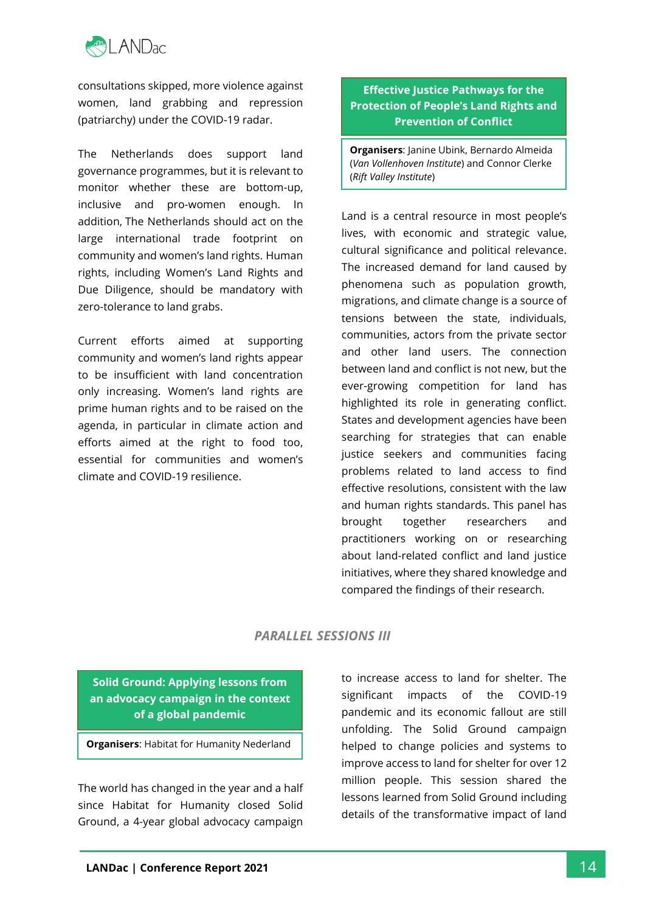consultations skipped, more violence against women, land grabbing and repression (patriarchy) under the COVID-19 radar.

The Netherlands does support land governance programmes, but it is relevant to monitor whether these are bottom-up, inclusive and pro-women enough. In addition, The Netherlands should act on the large international trade footprint on community and women's land rights. Human rights, including Women's Land Rights and Due Diligence, should be mandatory with zero-tolerance to land grabs.

Current efforts aimed at supporting community and women's land rights appear to be insufficient with land concentration only increasing. Women's land rights are prime human rights and to be raised on the agenda, in particular in climate action and efforts aimed at the right to food too, essential for communities and women's climate and COVID-19 resilience.

### Effective Justice Pathways for the Protection of People's Land Rights and Prevention of Conflict

**Organisers**: Janine Ubink, Bernardo Almeida (*Van Vollenhoven Institute*) and Connor Clerke (*Rift Valley Institute*)

Land is a central resource in most people's lives, with economic and strategic value, cultural significance and political relevance. The increased demand for land caused by phenomena such as population growth, migrations, and climate change is a source of tensions between the state, individuals, communities, actors from the private sector and other land users. The connection between land and conflict is not new, but the ever-growing competition for land has highlighted its role in generating conflict. States and development agencies have been searching for strategies that can enable justice seekers and communities facing problems related to land access to find effective resolutions, consistent with the law and human rights standards. This panel has brought together researchers and practitioners working on or researching about land-related conflict and land justice initiatives, where they shared knowledge and compared the findings of their research.

## *PARALLEL SESSIONS III*

### Solid Ground: Applying lessons from an advocacy campaign in the context of a global pandemic

**Organisers**: Habitat for Humanity Nederland

The world has changed in the year and a half since Habitat for Humanity closed Solid Ground, a 4-year global advocacy campaign to increase access to land for shelter. The significant impacts of the COVID-19 pandemic and its economic fallout are still unfolding. The Solid Ground campaign helped to change policies and systems to improve access to land for shelter for over 12 million people. This session shared the lessons learned from Solid Ground including details of the transformative impact of land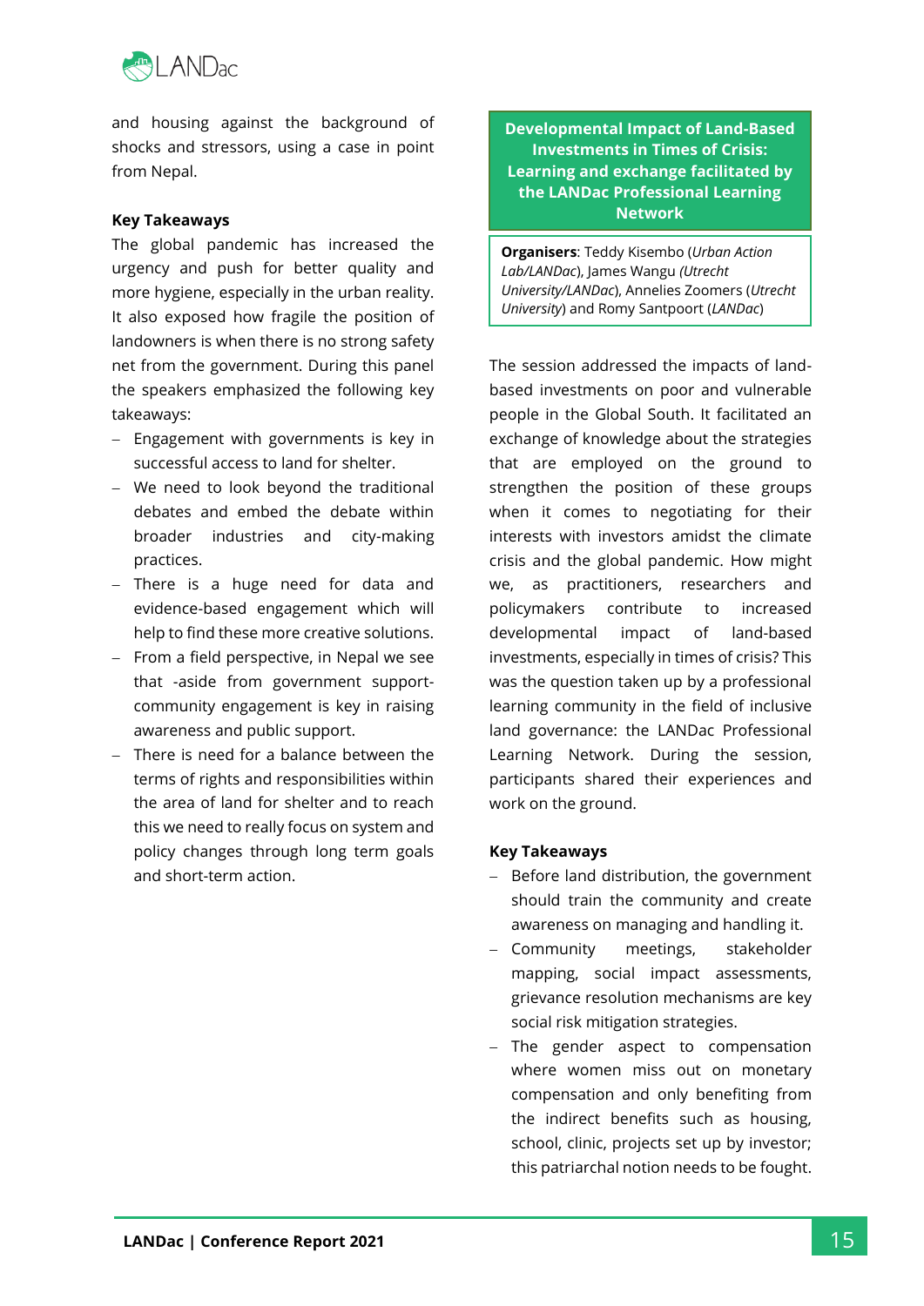and housing against the background of shocks and stressors, using a case in point from Nepal.

**Key Takeaways**

The global pandemic has increased the urgency and push for better quality and more hygiene, especially in the urban reality. It also exposed how fragile the position of landowners is when there is no strong safety net from the government. During this panel the speakers emphasized the following key takeaways:

- Engagement with governments is key in successful access to land for shelter.
- We need to look beyond the traditional debates and embed the debate within broader industries and city-making practices.
- There is a huge need for data and evidence-based engagement which will help to find these more creative solutions.
- From a field perspective, in Nepal we see that -aside from government support- community engagement is key in raising awareness and public support.
- There is need for a balance between the terms of rights and responsibilities within the area of land for shelter and to reach this we need to really focus on system and policy changes through long term goals and short-term action.

## Developmental Impact of Land-Based Investments in Times of Crisis: Learning and exchange facilitated by the LANDac Professional Learning Network

**Organisers**: Teddy Kisembo (*Urban Action Lab/LANDac*), James Wangu *(Utrecht University/LANDac*), Annelies Zoomers (*Utrecht University*) and Romy Santpoort (*LANDac*)

The session addressed the impacts of land-based investments on poor and vulnerable people in the Global South. It facilitated an exchange of knowledge about the strategies that are employed on the ground to strengthen the position of these groups when it comes to negotiating for their interests with investors amidst the climate crisis and the global pandemic. How might we, as practitioners, researchers and policymakers contribute to increased developmental impact of land-based investments, especially in times of crisis? This was the question taken up by a professional learning community in the field of inclusive land governance: the LANDac Professional Learning Network. During the session, participants shared their experiences and work on the ground.

**Key Takeaways**

- Before land distribution, the government should train the community and create awareness on managing and handling it.
- Community meetings, stakeholder mapping, social impact assessments, grievance resolution mechanisms are key social risk mitigation strategies.
- The gender aspect to compensation where women miss out on monetary compensation and only benefiting from the indirect benefits such as housing, school, clinic, projects set up by investor; this patriarchal notion needs to be fought.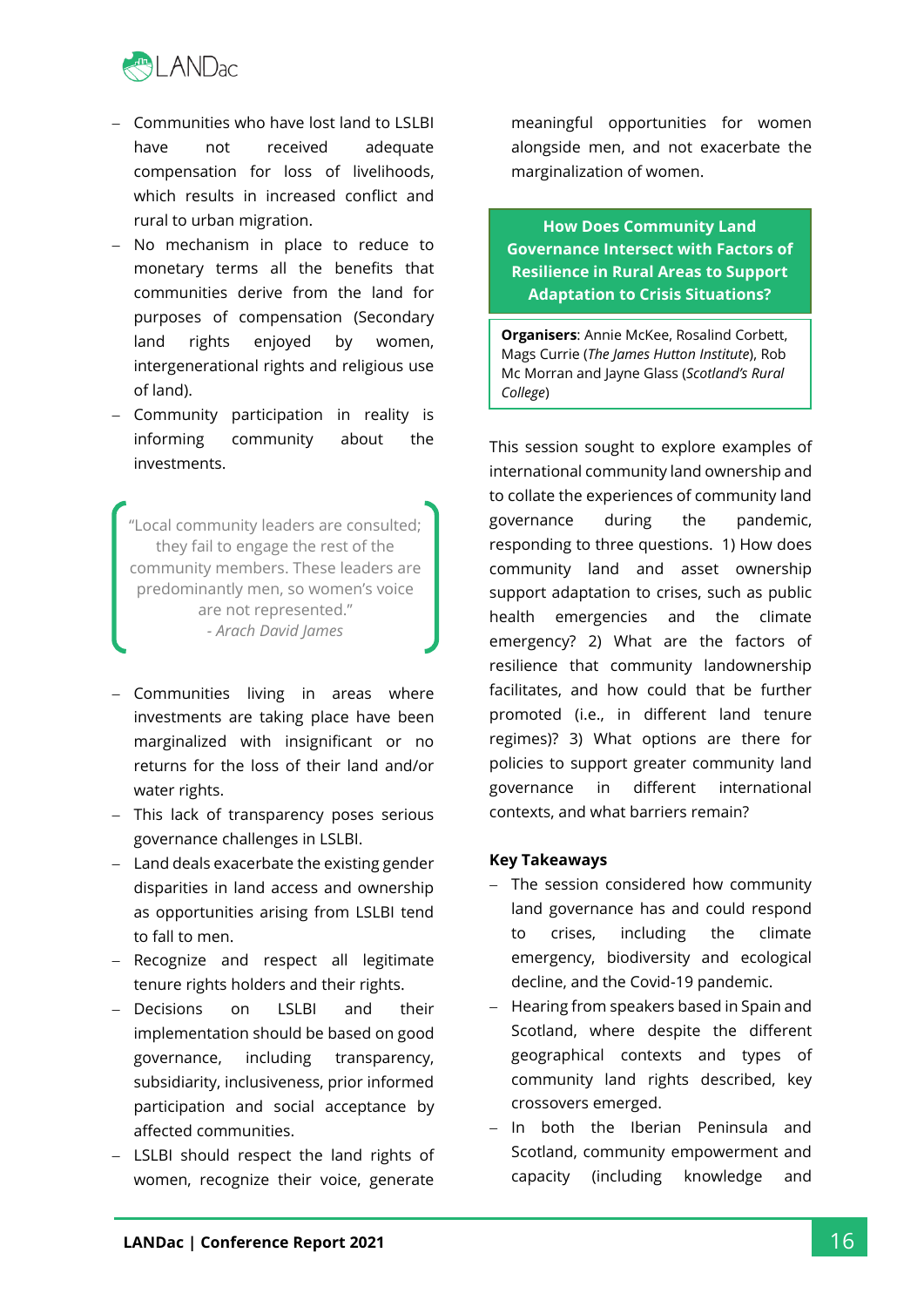- Communities who have lost land to LSLBI have not received adequate compensation for loss of livelihoods, which results in increased conflict and rural to urban migration.
- No mechanism in place to reduce to monetary terms all the benefits that communities derive from the land for purposes of compensation (Secondary land rights enjoyed by women, intergenerational rights and religious use of land).
- Community participation in reality is informing community about the investments.

> "Local community leaders are consulted; they fail to engage the rest of the community members. These leaders are predominantly men, so women's voice are not represented."
> - *Arach David James*

- Communities living in areas where investments are taking place have been marginalized with insignificant or no returns for the loss of their land and/or water rights.
- This lack of transparency poses serious governance challenges in LSLBI.
- Land deals exacerbate the existing gender disparities in land access and ownership as opportunities arising from LSLBI tend to fall to men.
- Recognize and respect all legitimate tenure rights holders and their rights.
- Decisions on LSLBI and their implementation should be based on good governance, including transparency, subsidiarity, inclusiveness, prior informed participation and social acceptance by affected communities.
- LSLBI should respect the land rights of women, recognize their voice, generate meaningful opportunities for women alongside men, and not exacerbate the marginalization of women.

## How Does Community Land Governance Intersect with Factors of Resilience in Rural Areas to Support Adaptation to Crisis Situations?

**Organisers**: Annie McKee, Rosalind Corbett, Mags Currie (*The James Hutton Institute*), Rob Mc Morran and Jayne Glass (*Scotland's Rural College*)

This session sought to explore examples of international community land ownership and to collate the experiences of community land governance during the pandemic, responding to three questions. 1) How does community land and asset ownership support adaptation to crises, such as public health emergencies and the climate emergency? 2) What are the factors of resilience that community landownership facilitates, and how could that be further promoted (i.e., in different land tenure regimes)? 3) What options are there for policies to support greater community land governance in different international contexts, and what barriers remain?

**Key Takeaways**

- The session considered how community land governance has and could respond to crises, including the climate emergency, biodiversity and ecological decline, and the Covid-19 pandemic.
- Hearing from speakers based in Spain and Scotland, where despite the different geographical contexts and types of community land rights described, key crossovers emerged.
- In both the Iberian Peninsula and Scotland, community empowerment and capacity (including knowledge and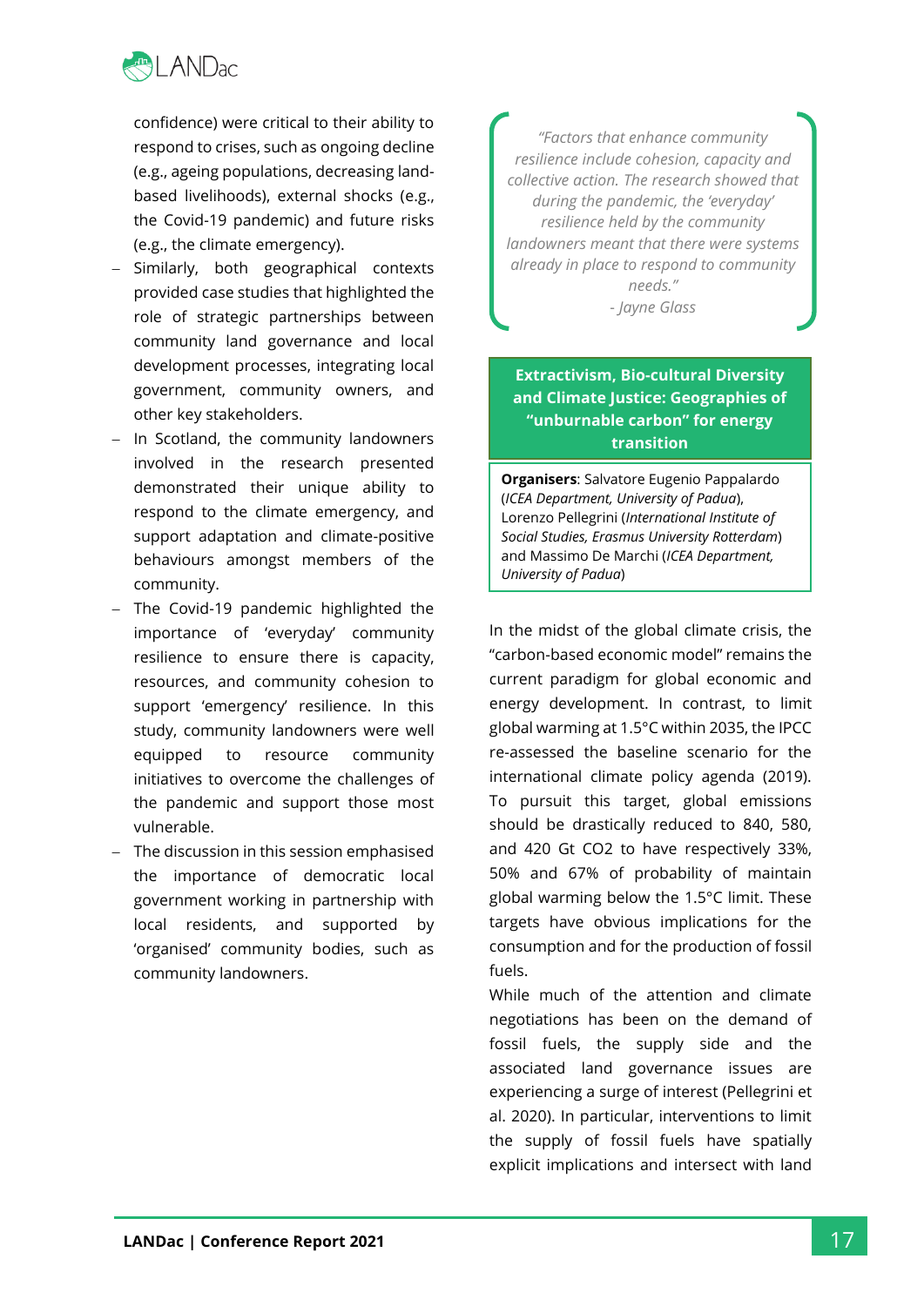confidence) were critical to their ability to respond to crises, such as ongoing decline (e.g., ageing populations, decreasing land-based livelihoods), external shocks (e.g., the Covid-19 pandemic) and future risks (e.g., the climate emergency).

- Similarly, both geographical contexts provided case studies that highlighted the role of strategic partnerships between community land governance and local development processes, integrating local government, community owners, and other key stakeholders.
- In Scotland, the community landowners involved in the research presented demonstrated their unique ability to respond to the climate emergency, and support adaptation and climate-positive behaviours amongst members of the community.
- The Covid-19 pandemic highlighted the importance of 'everyday' community resilience to ensure there is capacity, resources, and community cohesion to support 'emergency' resilience. In this study, community landowners were well equipped to resource community initiatives to overcome the challenges of the pandemic and support those most vulnerable.
- The discussion in this session emphasised the importance of democratic local government working in partnership with local residents, and supported by 'organised' community bodies, such as community landowners.

> *"Factors that enhance community resilience include cohesion, capacity and collective action. The research showed that during the pandemic, the 'everyday' resilience held by the community landowners meant that there were systems already in place to respond to community needs."*
> *- Jayne Glass*

## Extractivism, Bio-cultural Diversity and Climate Justice: Geographies of "unburnable carbon" for energy transition

**Organisers**: Salvatore Eugenio Pappalardo (*ICEA Department, University of Padua*), Lorenzo Pellegrini (*International Institute of Social Studies, Erasmus University Rotterdam*) and Massimo De Marchi (*ICEA Department, University of Padua*)

In the midst of the global climate crisis, the "carbon-based economic model" remains the current paradigm for global economic and energy development. In contrast, to limit global warming at 1.5°C within 2035, the IPCC re-assessed the baseline scenario for the international climate policy agenda (2019). To pursuit this target, global emissions should be drastically reduced to 840, 580, and 420 Gt $CO_2$ to have respectively 33%, 50% and 67% of probability of maintain global warming below the 1.5°C limit. These targets have obvious implications for the consumption and for the production of fossil fuels.

While much of the attention and climate negotiations has been on the demand of fossil fuels, the supply side and the associated land governance issues are experiencing a surge of interest (Pellegrini et al. 2020). In particular, interventions to limit the supply of fossil fuels have spatially explicit implications and intersect with land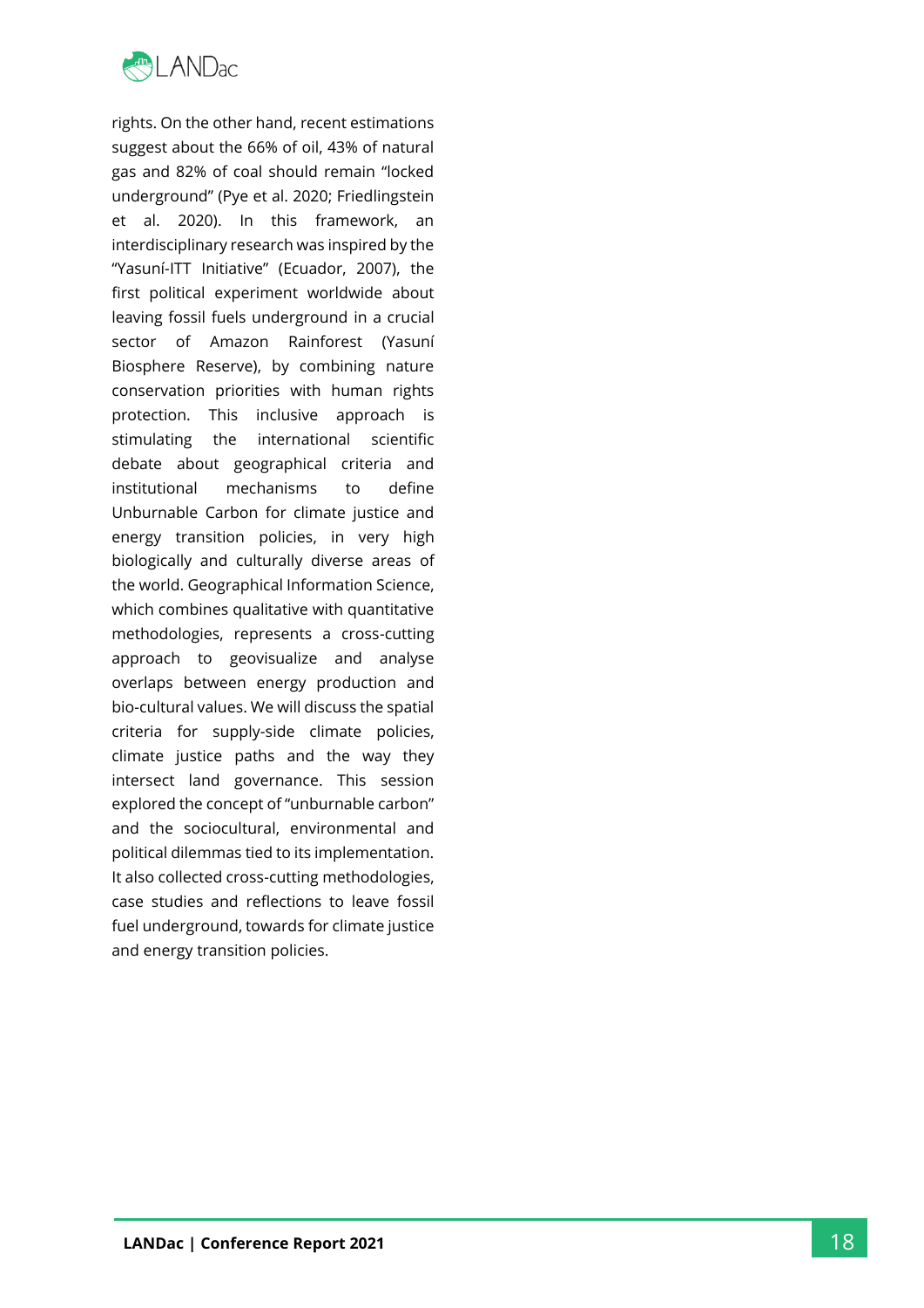rights. On the other hand, recent estimations suggest about the 66% of oil, 43% of natural gas and 82% of coal should remain "locked underground" (Pye et al. 2020; Friedlingstein et al. 2020). In this framework, an interdisciplinary research was inspired by the "Yasuní-ITT Initiative" (Ecuador, 2007), the first political experiment worldwide about leaving fossil fuels underground in a crucial sector of Amazon Rainforest (Yasuní Biosphere Reserve), by combining nature conservation priorities with human rights protection. This inclusive approach is stimulating the international scientific debate about geographical criteria and institutional mechanisms to define Unburnable Carbon for climate justice and energy transition policies, in very high biologically and culturally diverse areas of the world. Geographical Information Science, which combines qualitative with quantitative methodologies, represents a cross-cutting approach to geovisualize and analyse overlaps between energy production and bio-cultural values. We will discuss the spatial criteria for supply-side climate policies, climate justice paths and the way they intersect land governance. This session explored the concept of "unburnable carbon" and the sociocultural, environmental and political dilemmas tied to its implementation. It also collected cross-cutting methodologies, case studies and reflections to leave fossil fuel underground, towards for climate justice and energy transition policies.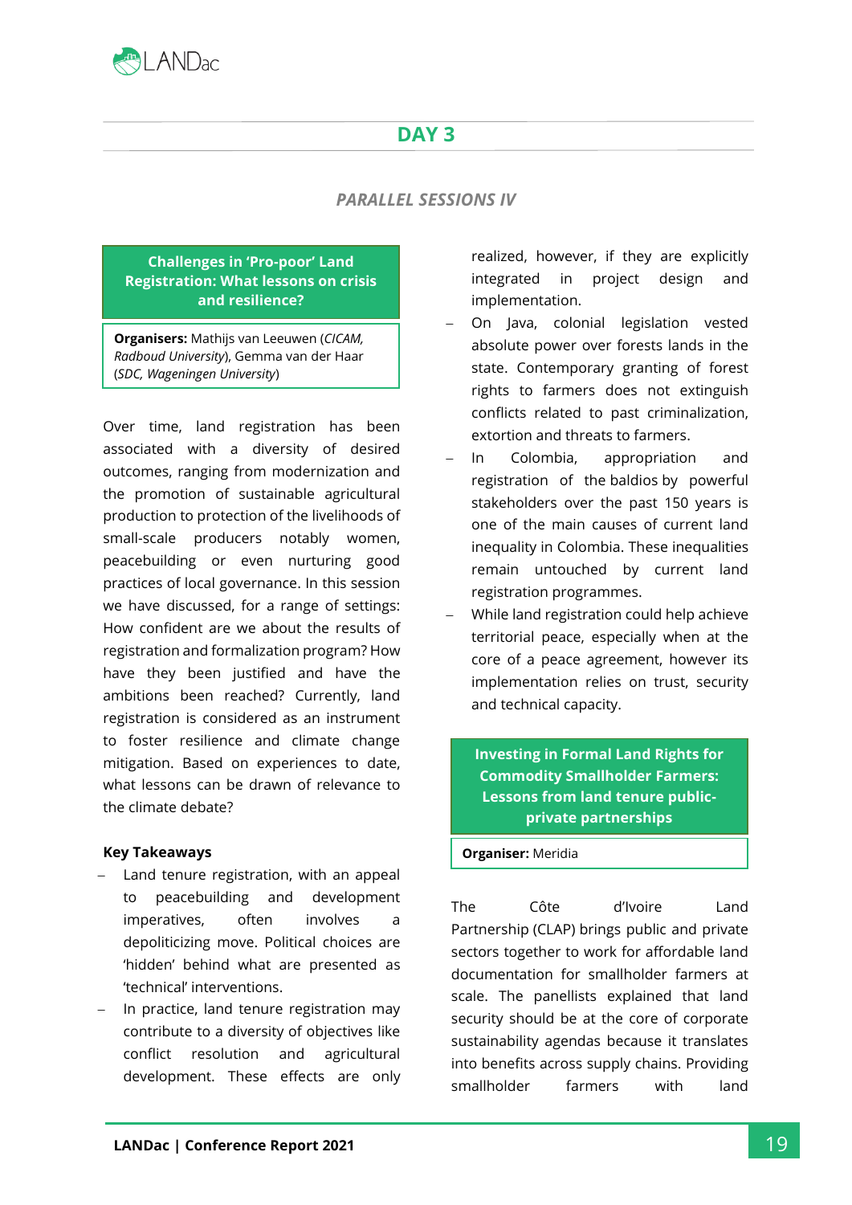## DAY 3

### *PARALLEL SESSIONS IV*

#### Challenges in 'Pro-poor' Land Registration: What lessons on crisis and resilience?

**Organisers:** Mathijs van Leeuwen (*CICAM, Radboud University*), Gemma van der Haar (*SDC, Wageningen University*)

Over time, land registration has been associated with a diversity of desired outcomes, ranging from modernization and the promotion of sustainable agricultural production to protection of the livelihoods of small-scale producers notably women, peacebuilding or even nurturing good practices of local governance. In this session we have discussed, for a range of settings: How confident are we about the results of registration and formalization program? How have they been justified and have the ambitions been reached? Currently, land registration is considered as an instrument to foster resilience and climate change mitigation. Based on experiences to date, what lessons can be drawn of relevance to the climate debate?

**Key Takeaways**

- Land tenure registration, with an appeal to peacebuilding and development imperatives, often involves a depoliticizing move. Political choices are 'hidden' behind what are presented as 'technical' interventions.
- In practice, land tenure registration may contribute to a diversity of objectives like conflict resolution and agricultural development. These effects are only realized, however, if they are explicitly integrated in project design and implementation.
- On Java, colonial legislation vested absolute power over forests lands in the state. Contemporary granting of forest rights to farmers does not extinguish conflicts related to past criminalization, extortion and threats to farmers.
- In Colombia, appropriation and registration of the baldios by powerful stakeholders over the past 150 years is one of the main causes of current land inequality in Colombia. These inequalities remain untouched by current land registration programmes.
- While land registration could help achieve territorial peace, especially when at the core of a peace agreement, however its implementation relies on trust, security and technical capacity.

#### Investing in Formal Land Rights for Commodity Smallholder Farmers: Lessons from land tenure public-private partnerships

**Organiser:** Meridia

The Côte d'Ivoire Land Partnership (CLAP) brings public and private sectors together to work for affordable land documentation for smallholder farmers at scale. The panellists explained that land security should be at the core of corporate sustainability agendas because it translates into benefits across supply chains. Providing smallholder farmers with land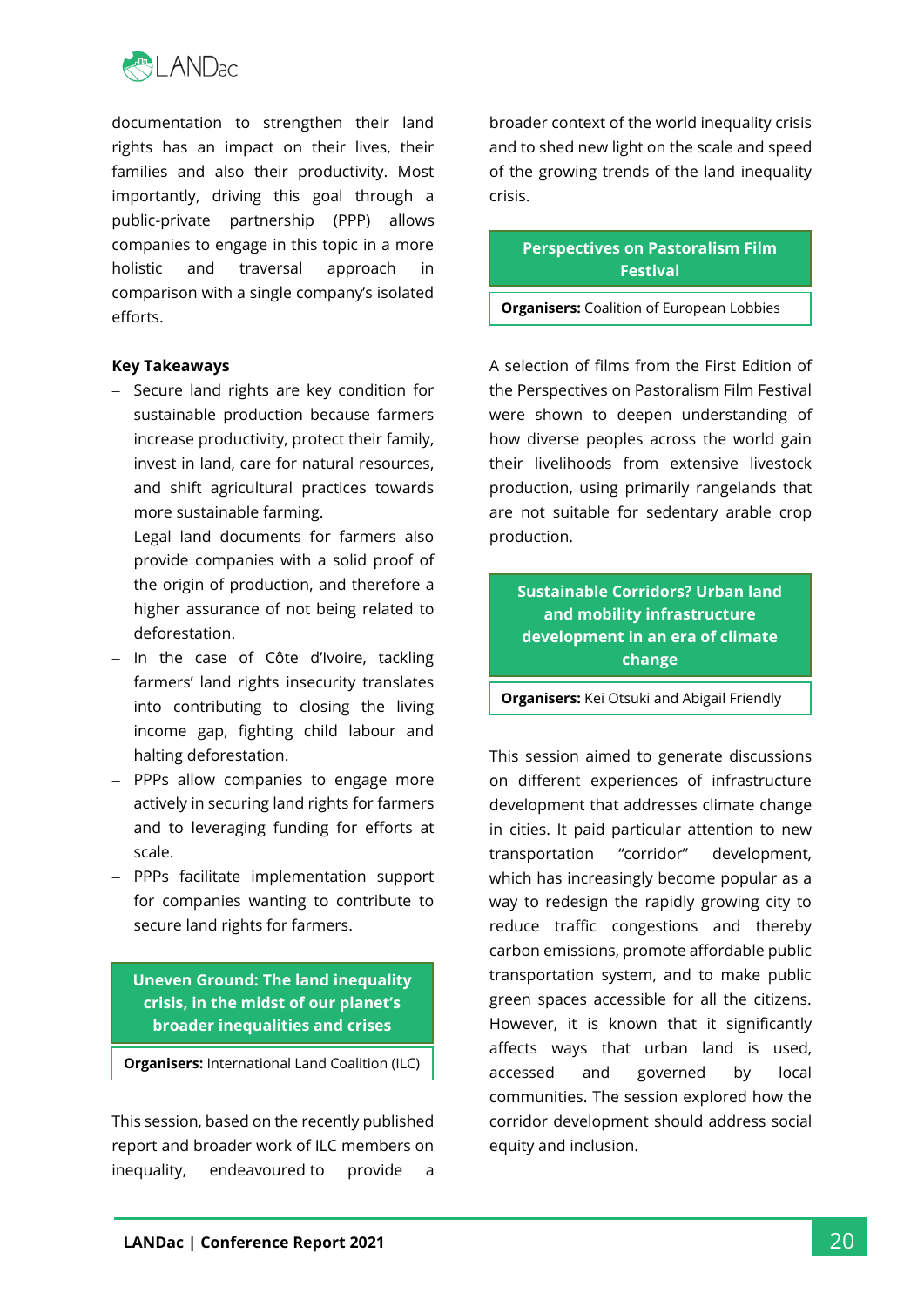documentation to strengthen their land rights has an impact on their lives, their families and also their productivity. Most importantly, driving this goal through a public-private partnership (PPP) allows companies to engage in this topic in a more holistic and traversal approach in comparison with a single company's isolated efforts.

**Key Takeaways**

- Secure land rights are key condition for sustainable production because farmers increase productivity, protect their family, invest in land, care for natural resources, and shift agricultural practices towards more sustainable farming.
- Legal land documents for farmers also provide companies with a solid proof of the origin of production, and therefore a higher assurance of not being related to deforestation.
- In the case of Côte d'Ivoire, tackling farmers' land rights insecurity translates into contributing to closing the living income gap, fighting child labour and halting deforestation.
- PPPs allow companies to engage more actively in securing land rights for farmers and to leveraging funding for efforts at scale.
- PPPs facilitate implementation support for companies wanting to contribute to secure land rights for farmers.

## Uneven Ground: The land inequality crisis, in the midst of our planet's broader inequalities and crises

**Organisers:** International Land Coalition (ILC)

This session, based on the recently published report and broader work of ILC members on inequality, endeavoured to provide a broader context of the world inequality crisis and to shed new light on the scale and speed of the growing trends of the land inequality crisis.

## Perspectives on Pastoralism Film Festival

**Organisers:** Coalition of European Lobbies

A selection of films from the First Edition of the Perspectives on Pastoralism Film Festival were shown to deepen understanding of how diverse peoples across the world gain their livelihoods from extensive livestock production, using primarily rangelands that are not suitable for sedentary arable crop production.

## Sustainable Corridors? Urban land and mobility infrastructure development in an era of climate change

**Organisers:** Kei Otsuki and Abigail Friendly

This session aimed to generate discussions on different experiences of infrastructure development that addresses climate change in cities. It paid particular attention to new transportation "corridor" development, which has increasingly become popular as a way to redesign the rapidly growing city to reduce traffic congestions and thereby carbon emissions, promote affordable public transportation system, and to make public green spaces accessible for all the citizens. However, it is known that it significantly affects ways that urban land is used, accessed and governed by local communities. The session explored how the corridor development should address social equity and inclusion.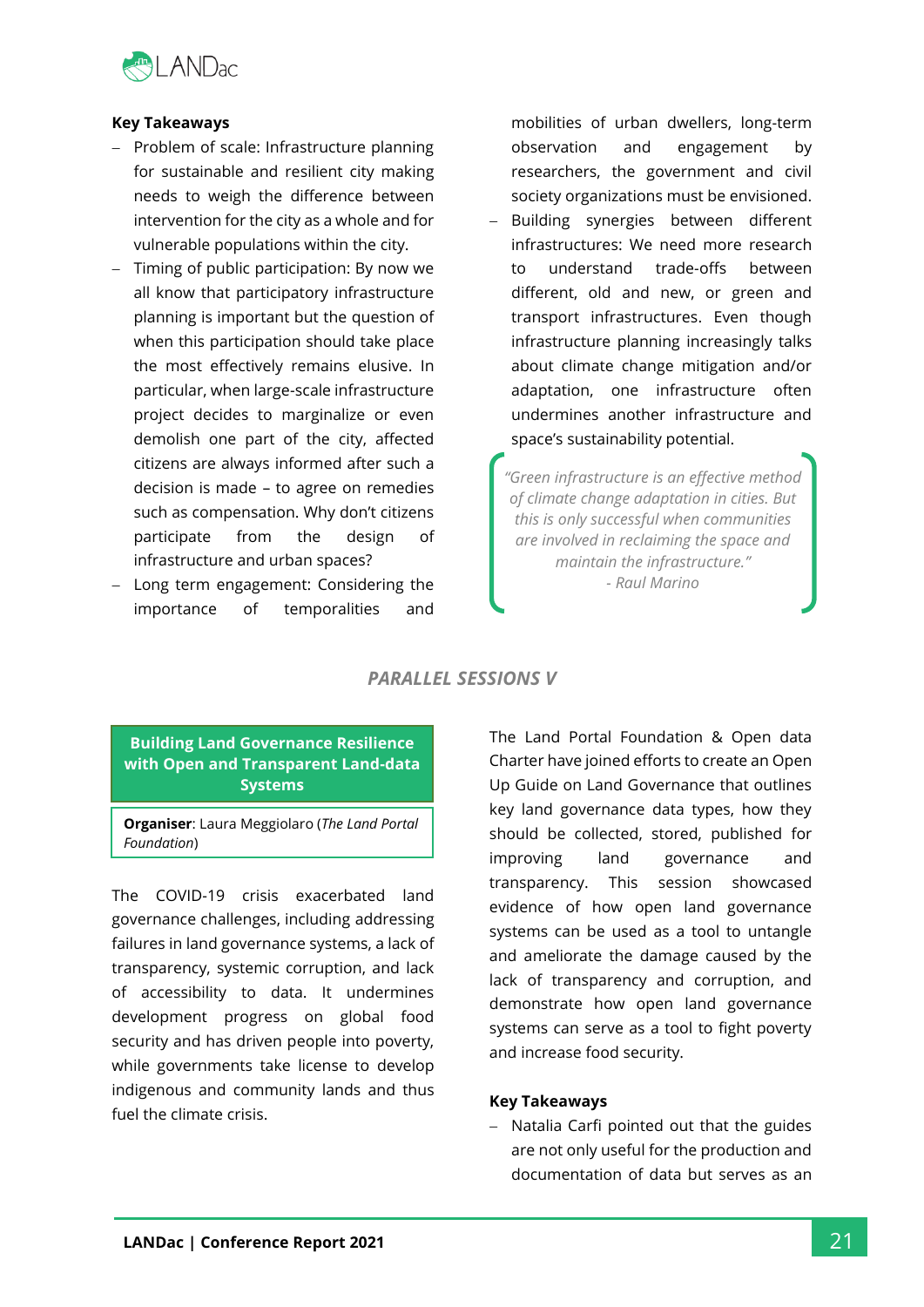**Key Takeaways**

- Problem of scale: Infrastructure planning for sustainable and resilient city making needs to weigh the difference between intervention for the city as a whole and for vulnerable populations within the city.
- Timing of public participation: By now we all know that participatory infrastructure planning is important but the question of when this participation should take place the most effectively remains elusive. In particular, when large-scale infrastructure project decides to marginalize or even demolish one part of the city, affected citizens are always informed after such a decision is made – to agree on remedies such as compensation. Why don't citizens participate from the design of infrastructure and urban spaces?
- Long term engagement: Considering the importance of temporalities and mobilities of urban dwellers, long-term observation and engagement by researchers, the government and civil society organizations must be envisioned.
- Building synergies between different infrastructures: We need more research to understand trade-offs between different, old and new, or green and transport infrastructures. Even though infrastructure planning increasingly talks about climate change mitigation and/or adaptation, one infrastructure often undermines another infrastructure and space's sustainability potential.

> *"Green infrastructure is an effective method of climate change adaptation in cities. But this is only successful when communities are involved in reclaiming the space and maintain the infrastructure."*
> *- Raul Marino*

## PARALLEL SESSIONS V

### Building Land Governance Resilience with Open and Transparent Land-data Systems

**Organiser**: Laura Meggiolaro (*The Land Portal Foundation*)

The COVID-19 crisis exacerbated land governance challenges, including addressing failures in land governance systems, a lack of transparency, systemic corruption, and lack of accessibility to data. It undermines development progress on global food security and has driven people into poverty, while governments take license to develop indigenous and community lands and thus fuel the climate crisis.

The Land Portal Foundation & Open data Charter have joined efforts to create an Open Up Guide on Land Governance that outlines key land governance data types, how they should be collected, stored, published for improving land governance and transparency. This session showcased evidence of how open land governance systems can be used as a tool to untangle and ameliorate the damage caused by the lack of transparency and corruption, and demonstrate how open land governance systems can serve as a tool to fight poverty and increase food security.

**Key Takeaways**

- Natalia Carfi pointed out that the guides are not only useful for the production and documentation of data but serves as an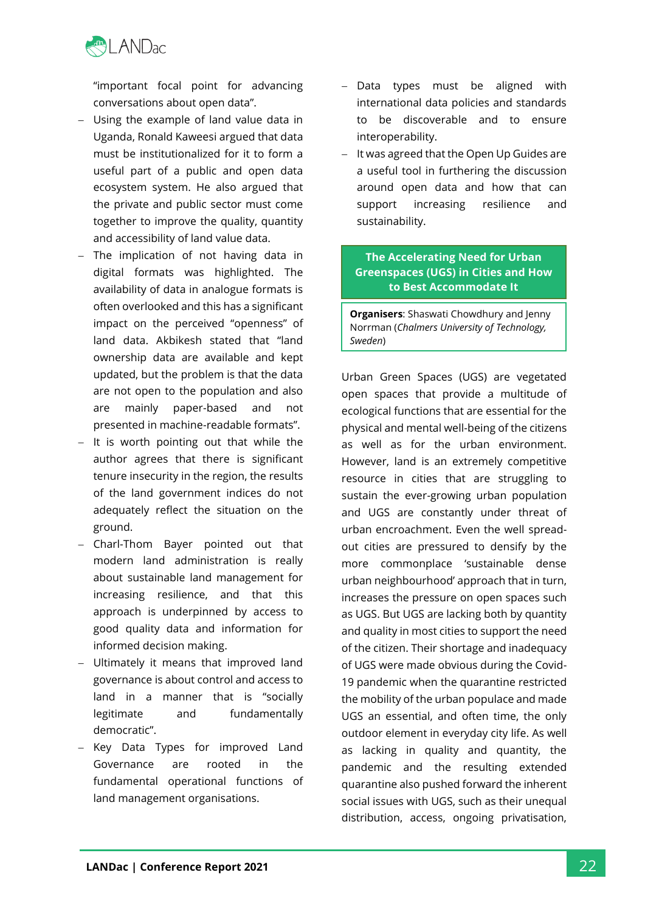"important focal point for advancing conversations about open data".

- Using the example of land value data in Uganda, Ronald Kaweesi argued that data must be institutionalized for it to form a useful part of a public and open data ecosystem system. He also argued that the private and public sector must come together to improve the quality, quantity and accessibility of land value data.
- The implication of not having data in digital formats was highlighted. The availability of data in analogue formats is often overlooked and this has a significant impact on the perceived "openness" of land data. Akbikesh stated that "land ownership data are available and kept updated, but the problem is that the data are not open to the population and also are mainly paper-based and not presented in machine-readable formats".
- It is worth pointing out that while the author agrees that there is significant tenure insecurity in the region, the results of the land government indices do not adequately reflect the situation on the ground.
- Charl-Thom Bayer pointed out that modern land administration is really about sustainable land management for increasing resilience, and that this approach is underpinned by access to good quality data and information for informed decision making.
- Ultimately it means that improved land governance is about control and access to land in a manner that is "socially legitimate and fundamentally democratic".
- Key Data Types for improved Land Governance are rooted in the fundamental operational functions of land management organisations.
- Data types must be aligned with international data policies and standards to be discoverable and to ensure interoperability.
- It was agreed that the Open Up Guides are a useful tool in furthering the discussion around open data and how that can support increasing resilience and sustainability.

## The Accelerating Need for Urban Greenspaces (UGS) in Cities and How to Best Accommodate It

**Organisers**: Shaswati Chowdhury and Jenny Norrman (*Chalmers University of Technology, Sweden*)

Urban Green Spaces (UGS) are vegetated open spaces that provide a multitude of ecological functions that are essential for the physical and mental well-being of the citizens as well as for the urban environment. However, land is an extremely competitive resource in cities that are struggling to sustain the ever-growing urban population and UGS are constantly under threat of urban encroachment. Even the well spread-out cities are pressured to densify by the more commonplace 'sustainable dense urban neighbourhood' approach that in turn, increases the pressure on open spaces such as UGS. But UGS are lacking both by quantity and quality in most cities to support the need of the citizen. Their shortage and inadequacy of UGS were made obvious during the Covid-19 pandemic when the quarantine restricted the mobility of the urban populace and made UGS an essential, and often time, the only outdoor element in everyday city life. As well as lacking in quality and quantity, the pandemic and the resulting extended quarantine also pushed forward the inherent social issues with UGS, such as their unequal distribution, access, ongoing privatisation,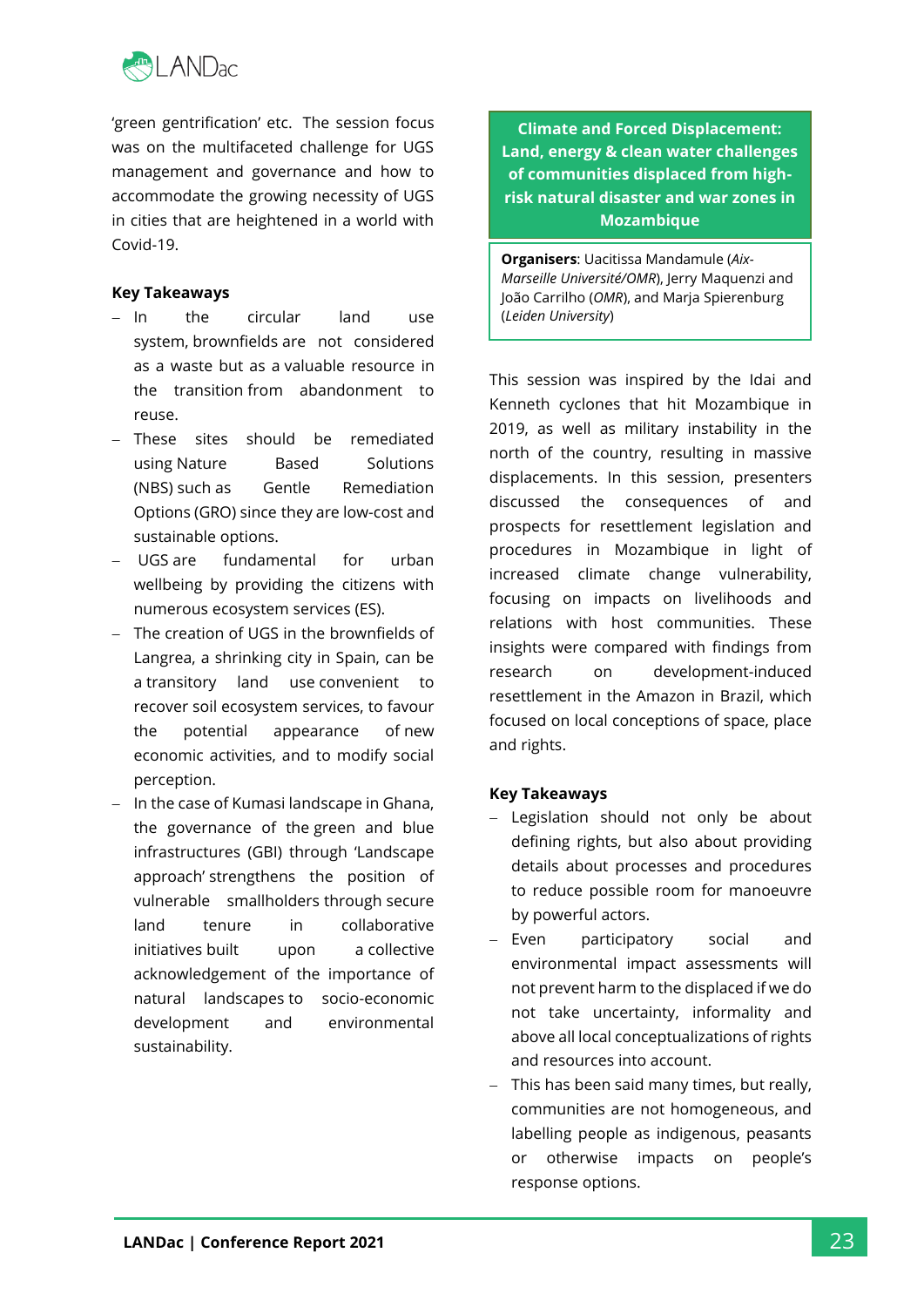'green gentrification' etc. The session focus was on the multifaceted challenge for UGS management and governance and how to accommodate the growing necessity of UGS in cities that are heightened in a world with Covid-19.

**Key Takeaways**

- In the circular land use system, brownfields are not considered as a waste but as a valuable resource in the transition from abandonment to reuse.
- These sites should be remediated using Nature Based Solutions (NBS) such as Gentle Remediation Options (GRO) since they are low-cost and sustainable options.
- UGS are fundamental for urban wellbeing by providing the citizens with numerous ecosystem services (ES).
- The creation of UGS in the brownfields of Langrea, a shrinking city in Spain, can be a transitory land use convenient to recover soil ecosystem services, to favour the potential appearance of new economic activities, and to modify social perception.
- In the case of Kumasi landscape in Ghana, the governance of the green and blue infrastructures (GBI) through 'Landscape approach' strengthens the position of vulnerable smallholders through secure land tenure in collaborative initiatives built upon a collective acknowledgement of the importance of natural landscapes to socio-economic development and environmental sustainability.

## Climate and Forced Displacement: Land, energy & clean water challenges of communities displaced from high-risk natural disaster and war zones in Mozambique

**Organisers**: Uacitissa Mandamule (*Aix-Marseille Université/OMR*), Jerry Maquenzi and João Carrilho (*OMR*), and Marja Spierenburg (*Leiden University*)

This session was inspired by the Idai and Kenneth cyclones that hit Mozambique in 2019, as well as military instability in the north of the country, resulting in massive displacements. In this session, presenters discussed the consequences of and prospects for resettlement legislation and procedures in Mozambique in light of increased climate change vulnerability, focusing on impacts on livelihoods and relations with host communities. These insights were compared with findings from research on development-induced resettlement in the Amazon in Brazil, which focused on local conceptions of space, place and rights.

**Key Takeaways**

- Legislation should not only be about defining rights, but also about providing details about processes and procedures to reduce possible room for manoeuvre by powerful actors.
- Even participatory social and environmental impact assessments will not prevent harm to the displaced if we do not take uncertainty, informality and above all local conceptualizations of rights and resources into account.
- This has been said many times, but really, communities are not homogeneous, and labelling people as indigenous, peasants or otherwise impacts on people's response options.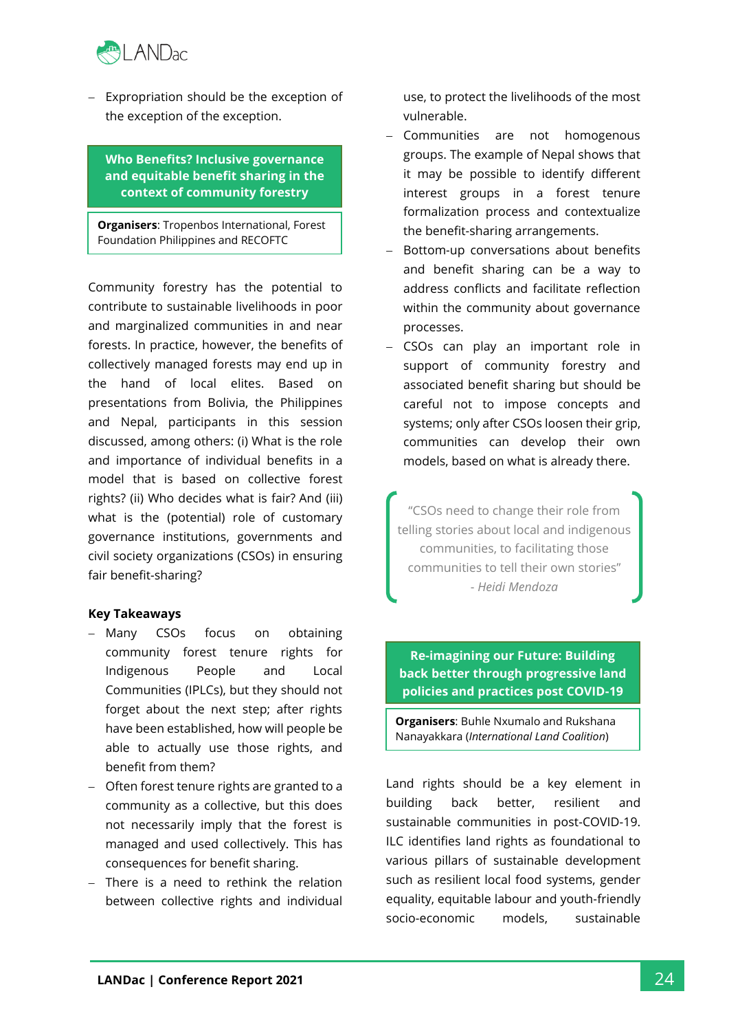- Expropriation should be the exception of the exception of the exception.

## Who Benefits? Inclusive governance and equitable benefit sharing in the context of community forestry

**Organisers**: Tropenbos International, Forest Foundation Philippines and RECOFTC

Community forestry has the potential to contribute to sustainable livelihoods in poor and marginalized communities in and near forests. In practice, however, the benefits of collectively managed forests may end up in the hand of local elites. Based on presentations from Bolivia, the Philippines and Nepal, participants in this session discussed, among others: (i) What is the role and importance of individual benefits in a model that is based on collective forest rights? (ii) Who decides what is fair? And (iii) what is the (potential) role of customary governance institutions, governments and civil society organizations (CSOs) in ensuring fair benefit-sharing?

**Key Takeaways**

- Many CSOs focus on obtaining community forest tenure rights for Indigenous People and Local Communities (IPLCs), but they should not forget about the next step; after rights have been established, how will people be able to actually use those rights, and benefit from them?
- Often forest tenure rights are granted to a community as a collective, but this does not necessarily imply that the forest is managed and used collectively. This has consequences for benefit sharing.
- There is a need to rethink the relation between collective rights and individual use, to protect the livelihoods of the most vulnerable.
- Communities are not homogenous groups. The example of Nepal shows that it may be possible to identify different interest groups in a forest tenure formalization process and contextualize the benefit-sharing arrangements.
- Bottom-up conversations about benefits and benefit sharing can be a way to address conflicts and facilitate reflection within the community about governance processes.
- CSOs can play an important role in support of community forestry and associated benefit sharing but should be careful not to impose concepts and systems; only after CSOs loosen their grip, communities can develop their own models, based on what is already there.

> "CSOs need to change their role from telling stories about local and indigenous communities, to facilitating those communities to tell their own stories"
> *- Heidi Mendoza*

## Re-imagining our Future: Building back better through progressive land policies and practices post COVID-19

**Organisers**: Buhle Nxumalo and Rukshana Nanayakkara (*International Land Coalition*)

Land rights should be a key element in building back better, resilient and sustainable communities in post-COVID-19. ILC identifies land rights as foundational to various pillars of sustainable development such as resilient local food systems, gender equality, equitable labour and youth-friendly socio-economic models, sustainable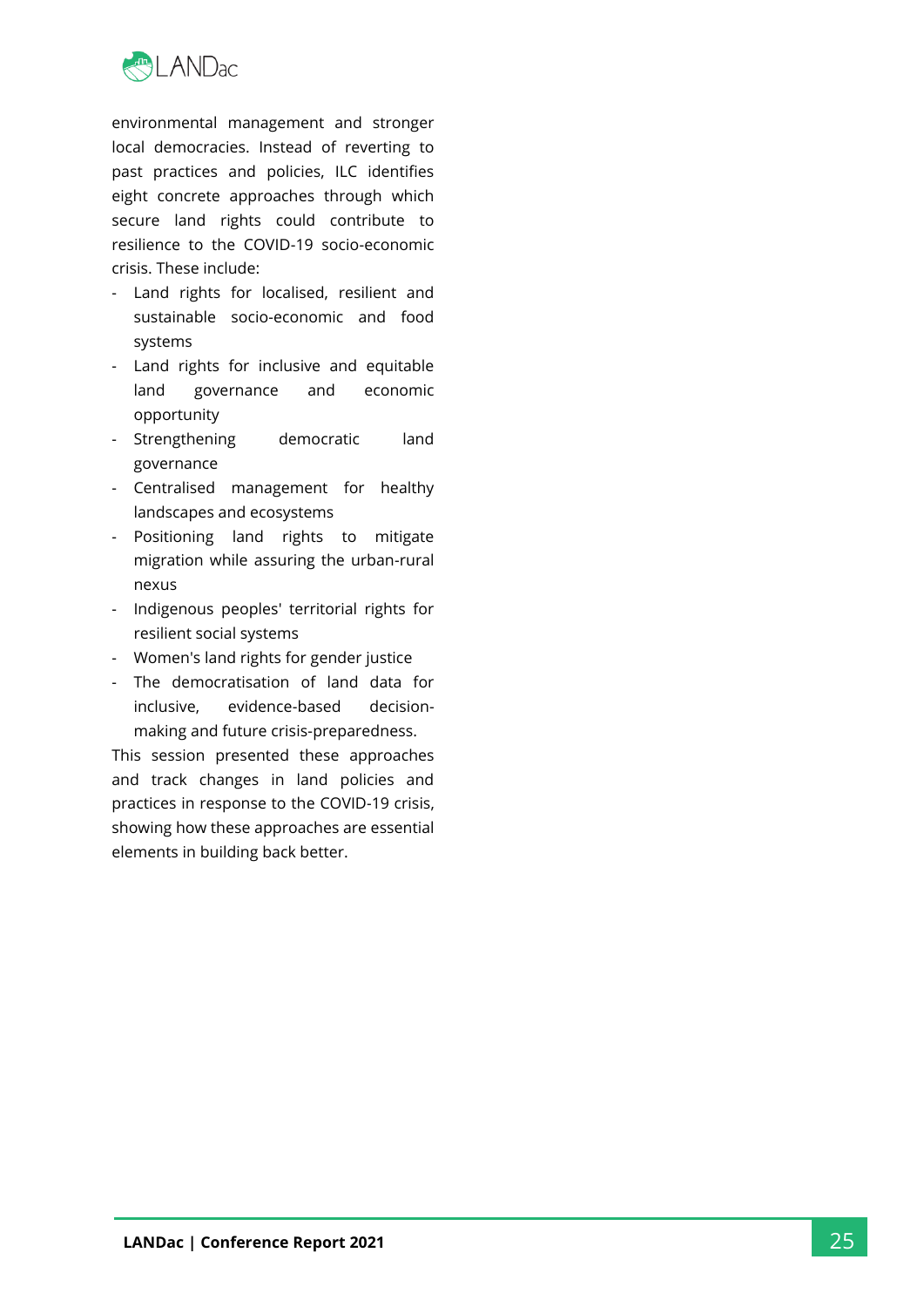environmental management and stronger local democracies. Instead of reverting to past practices and policies, ILC identifies eight concrete approaches through which secure land rights could contribute to resilience to the COVID-19 socio-economic crisis. These include:

- Land rights for localised, resilient and sustainable socio-economic and food systems
- Land rights for inclusive and equitable land governance and economic opportunity
- Strengthening democratic land governance
- Centralised management for healthy landscapes and ecosystems
- Positioning land rights to mitigate migration while assuring the urban-rural nexus
- Indigenous peoples' territorial rights for resilient social systems
- Women's land rights for gender justice
- The democratisation of land data for inclusive, evidence-based decision-making and future crisis-preparedness.

This session presented these approaches and track changes in land policies and practices in response to the COVID-19 crisis, showing how these approaches are essential elements in building back better.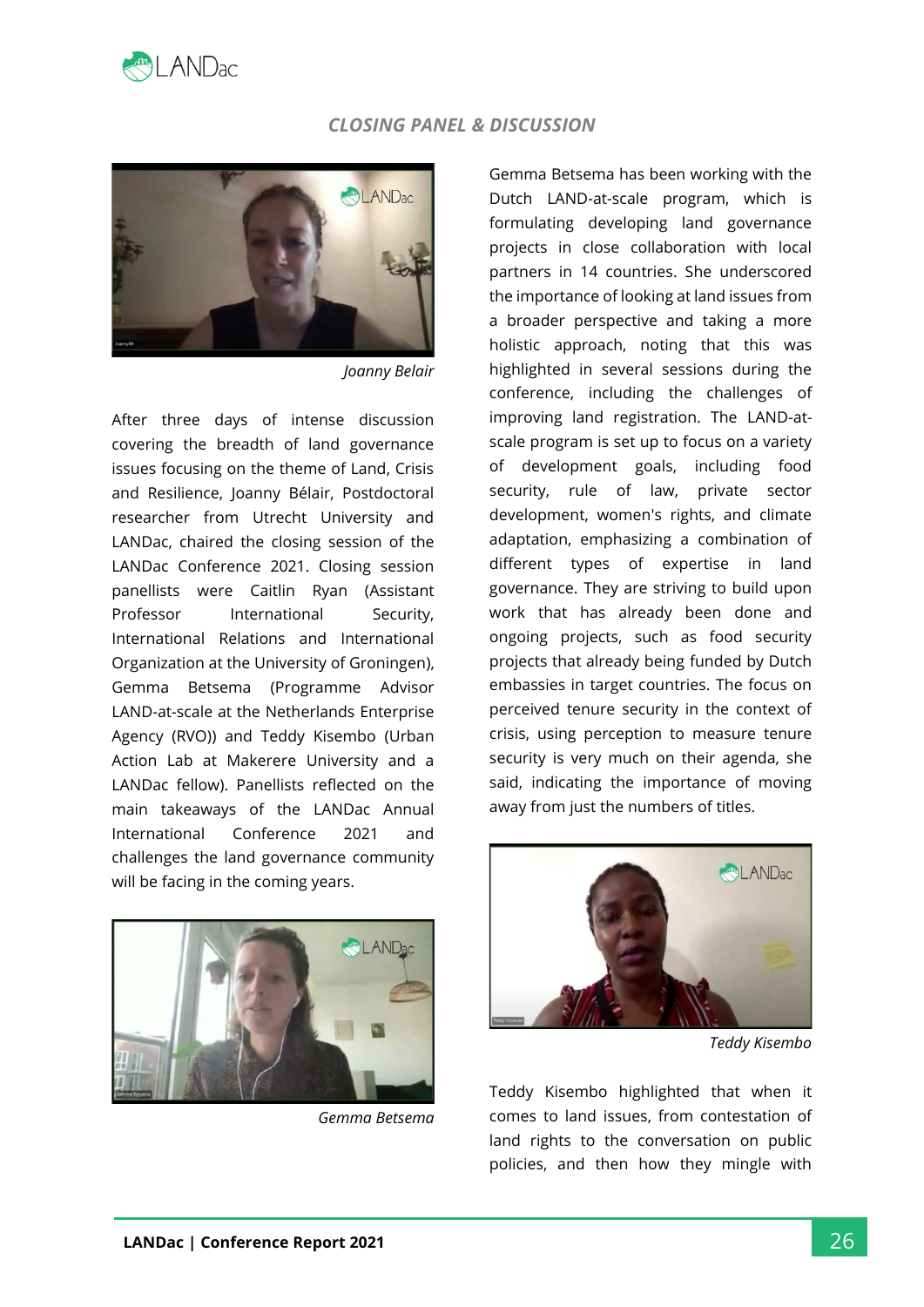## CLOSING PANEL & DISCUSSION

*Joanny Belair*

After three days of intense discussion covering the breadth of land governance issues focusing on the theme of Land, Crisis and Resilience, Joanny Bélair, Postdoctoral researcher from Utrecht University and LANDac, chaired the closing session of the LANDac Conference 2021. Closing session panellists were Caitlin Ryan (Assistant Professor International Security, International Relations and International Organization at the University of Groningen), Gemma Betsema (Programme Advisor LAND-at-scale at the Netherlands Enterprise Agency (RVO)) and Teddy Kisembo (Urban Action Lab at Makerere University and a LANDac fellow). Panellists reflected on the main takeaways of the LANDac Annual International Conference 2021 and challenges the land governance community will be facing in the coming years.

*Gemma Betsema*

Gemma Betsema has been working with the Dutch LAND-at-scale program, which is formulating developing land governance projects in close collaboration with local partners in 14 countries. She underscored the importance of looking at land issues from a broader perspective and taking a more holistic approach, noting that this was highlighted in several sessions during the conference, including the challenges of improving land registration. The LAND-at-scale program is set up to focus on a variety of development goals, including food security, rule of law, private sector development, women's rights, and climate adaptation, emphasizing a combination of different types of expertise in land governance. They are striving to build upon work that has already been done and ongoing projects, such as food security projects that already being funded by Dutch embassies in target countries. The focus on perceived tenure security in the context of crisis, using perception to measure tenure security is very much on their agenda, she said, indicating the importance of moving away from just the numbers of titles.

*Teddy Kisembo*

Teddy Kisembo highlighted that when it comes to land issues, from contestation of land rights to the conversation on public policies, and then how they mingle with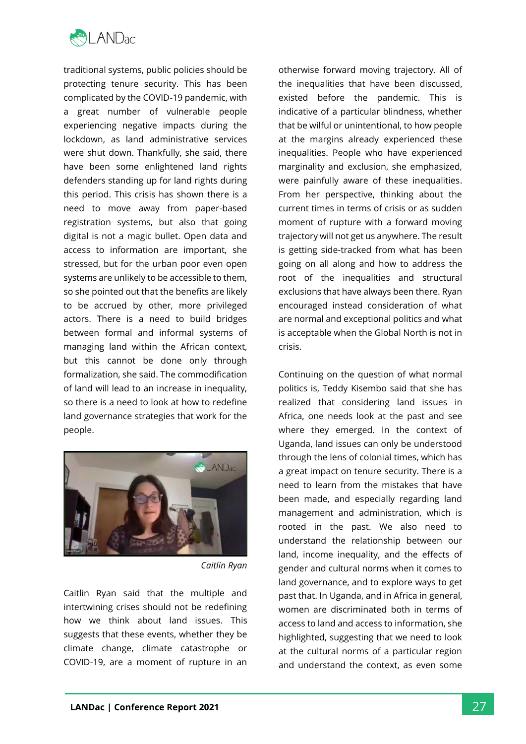traditional systems, public policies should be protecting tenure security. This has been complicated by the COVID-19 pandemic, with a great number of vulnerable people experiencing negative impacts during the lockdown, as land administrative services were shut down. Thankfully, she said, there have been some enlightened land rights defenders standing up for land rights during this period. This crisis has shown there is a need to move away from paper-based registration systems, but also that going digital is not a magic bullet. Open data and access to information are important, she stressed, but for the urban poor even open systems are unlikely to be accessible to them, so she pointed out that the benefits are likely to be accrued by other, more privileged actors. There is a need to build bridges between formal and informal systems of managing land within the African context, but this cannot be done only through formalization, she said. The commodification of land will lead to an increase in inequality, so there is a need to look at how to redefine land governance strategies that work for the people.

*Caitlin Ryan*

Caitlin Ryan said that the multiple and intertwining crises should not be redefining how we think about land issues. This suggests that these events, whether they be climate change, climate catastrophe or COVID-19, are a moment of rupture in an otherwise forward moving trajectory. All of the inequalities that have been discussed, existed before the pandemic. This is indicative of a particular blindness, whether that be wilful or unintentional, to how people at the margins already experienced these inequalities. People who have experienced marginality and exclusion, she emphasized, were painfully aware of these inequalities. From her perspective, thinking about the current times in terms of crisis or as sudden moment of rupture with a forward moving trajectory will not get us anywhere. The result is getting side-tracked from what has been going on all along and how to address the root of the inequalities and structural exclusions that have always been there. Ryan encouraged instead consideration of what are normal and exceptional politics and what is acceptable when the Global North is not in crisis.

Continuing on the question of what normal politics is, Teddy Kisembo said that she has realized that considering land issues in Africa, one needs look at the past and see where they emerged. In the context of Uganda, land issues can only be understood through the lens of colonial times, which has a great impact on tenure security. There is a need to learn from the mistakes that have been made, and especially regarding land management and administration, which is rooted in the past. We also need to understand the relationship between our land, income inequality, and the effects of gender and cultural norms when it comes to land governance, and to explore ways to get past that. In Uganda, and in Africa in general, women are discriminated both in terms of access to land and access to information, she highlighted, suggesting that we need to look at the cultural norms of a particular region and understand the context, as even some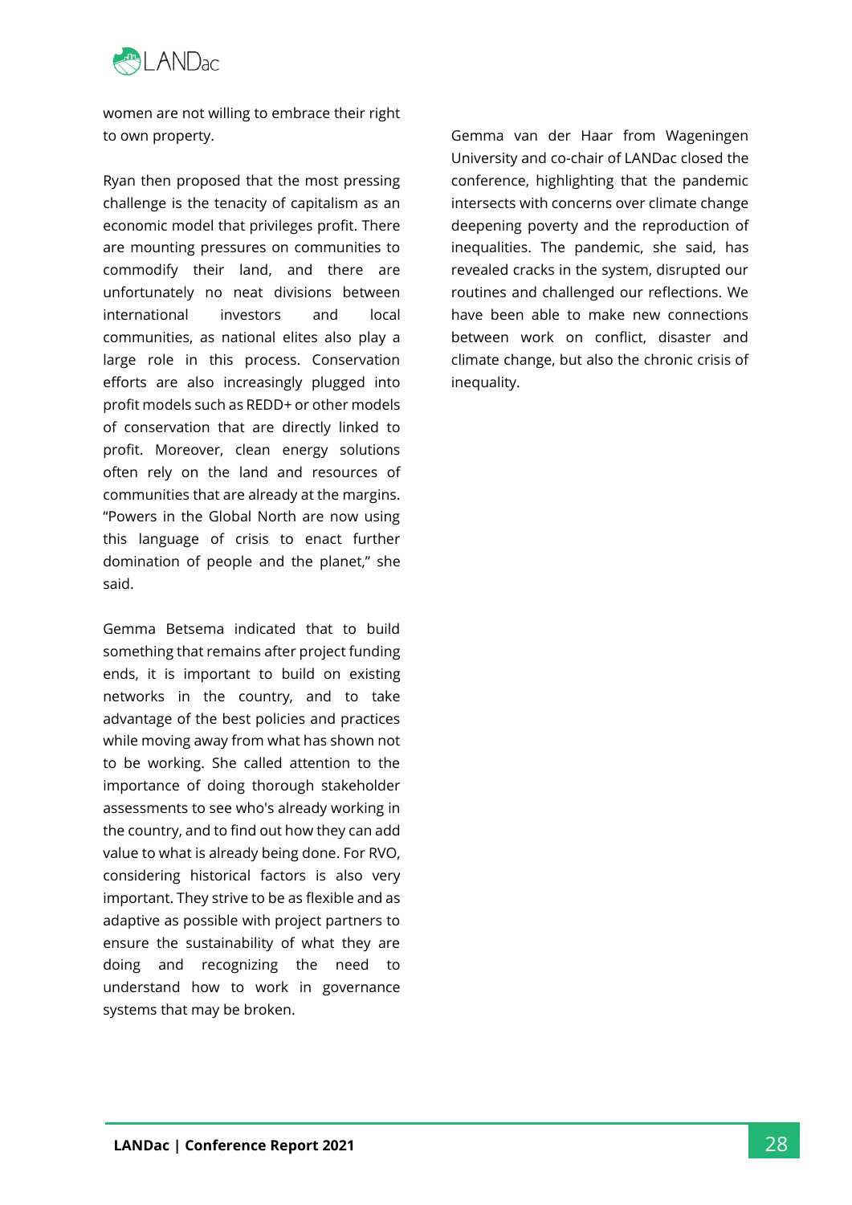women are not willing to embrace their right to own property.

Ryan then proposed that the most pressing challenge is the tenacity of capitalism as an economic model that privileges profit. There are mounting pressures on communities to commodify their land, and there are unfortunately no neat divisions between international investors and local communities, as national elites also play a large role in this process. Conservation efforts are also increasingly plugged into profit models such as REDD+ or other models of conservation that are directly linked to profit. Moreover, clean energy solutions often rely on the land and resources of communities that are already at the margins. "Powers in the Global North are now using this language of crisis to enact further domination of people and the planet," she said.

Gemma Betsema indicated that to build something that remains after project funding ends, it is important to build on existing networks in the country, and to take advantage of the best policies and practices while moving away from what has shown not to be working. She called attention to the importance of doing thorough stakeholder assessments to see who's already working in the country, and to find out how they can add value to what is already being done. For RVO, considering historical factors is also very important. They strive to be as flexible and as adaptive as possible with project partners to ensure the sustainability of what they are doing and recognizing the need to understand how to work in governance systems that may be broken.

Gemma van der Haar from Wageningen University and co-chair of LANDac closed the conference, highlighting that the pandemic intersects with concerns over climate change deepening poverty and the reproduction of inequalities. The pandemic, she said, has revealed cracks in the system, disrupted our routines and challenged our reflections. We have been able to make new connections between work on conflict, disaster and climate change, but also the chronic crisis of inequality.